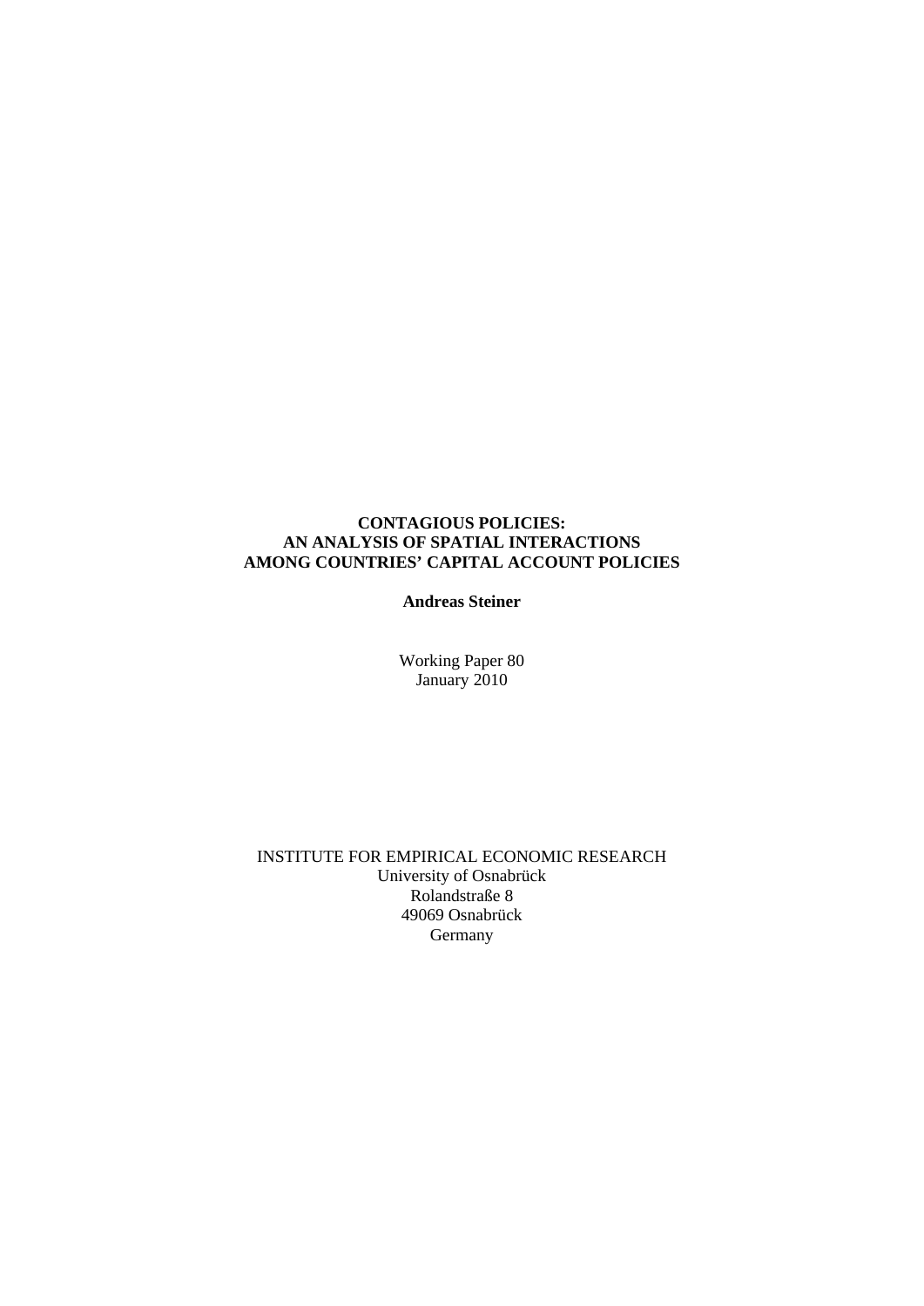# CONTAGIOUS POLICIES: AN ANALYSIS OF SPATIAL INTERACTIONS AMONG COUNTRIES' CAPITAL ACCOUNT POLICIES

**Andreas Steiner**

Working Paper 80
January 2010

INSTITUTE FOR EMPIRICAL ECONOMIC RESEARCH
University of Osnabrück
Rolandstraße 8
49069 Osnabrück
Germany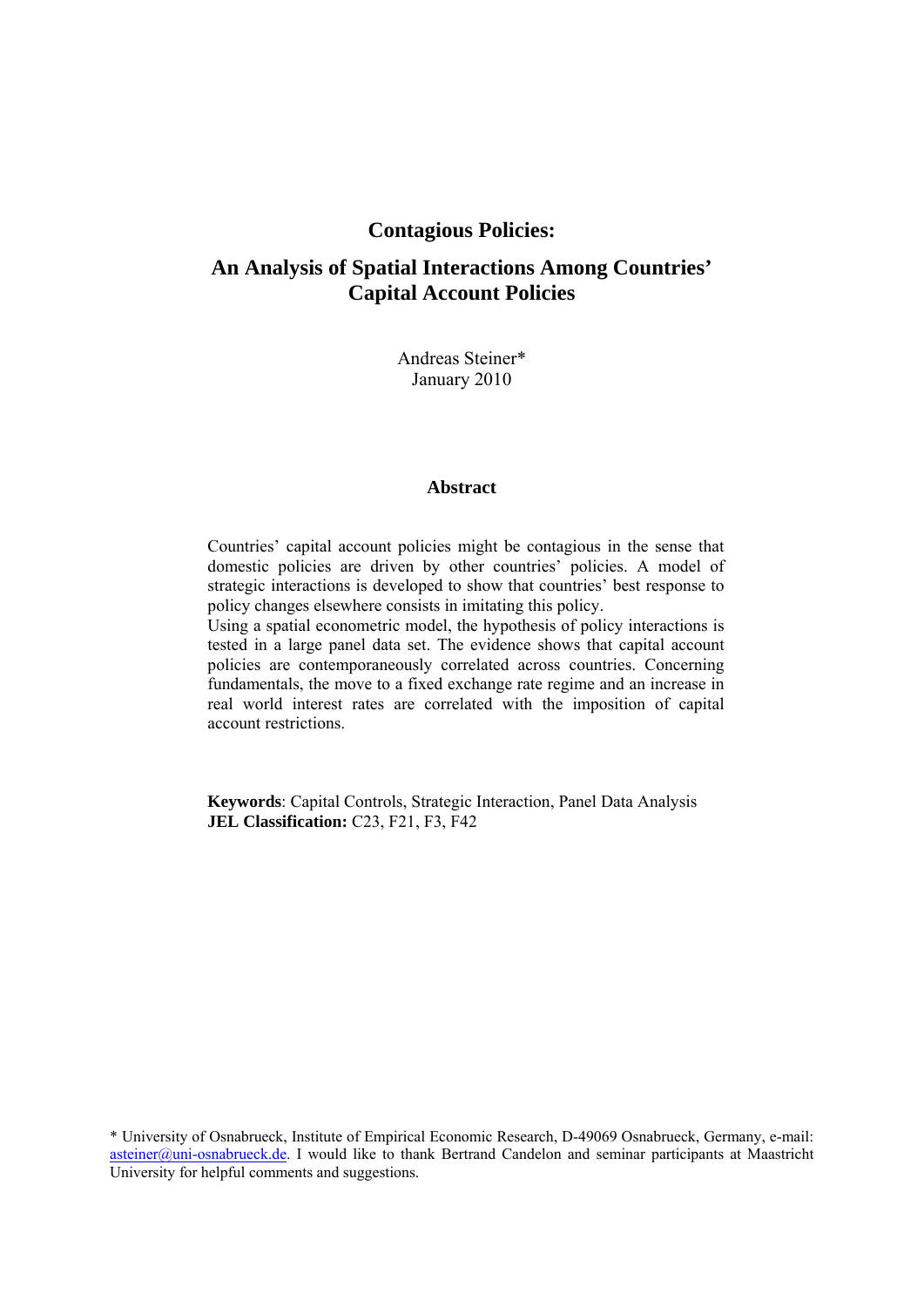# Contagious Policies:

## An Analysis of Spatial Interactions Among Countries' Capital Account Policies

Andreas Steiner*
January 2010

### Abstract

Countries' capital account policies might be contagious in the sense that domestic policies are driven by other countries' policies. A model of strategic interactions is developed to show that countries' best response to policy changes elsewhere consists in imitating this policy.

Using a spatial econometric model, the hypothesis of policy interactions is tested in a large panel data set. The evidence shows that capital account policies are contemporaneously correlated across countries. Concerning fundamentals, the move to a fixed exchange rate regime and an increase in real world interest rates are correlated with the imposition of capital account restrictions.

**Keywords**: Capital Controls, Strategic Interaction, Panel Data Analysis
**JEL Classification:** C23, F21, F3, F42

\* University of Osnabrueck, Institute of Empirical Economic Research, D-49069 Osnabrueck, Germany, e-mail: asteiner@uni-osnabrueck.de. I would like to thank Bertrand Candelon and seminar participants at Maastricht University for helpful comments and suggestions.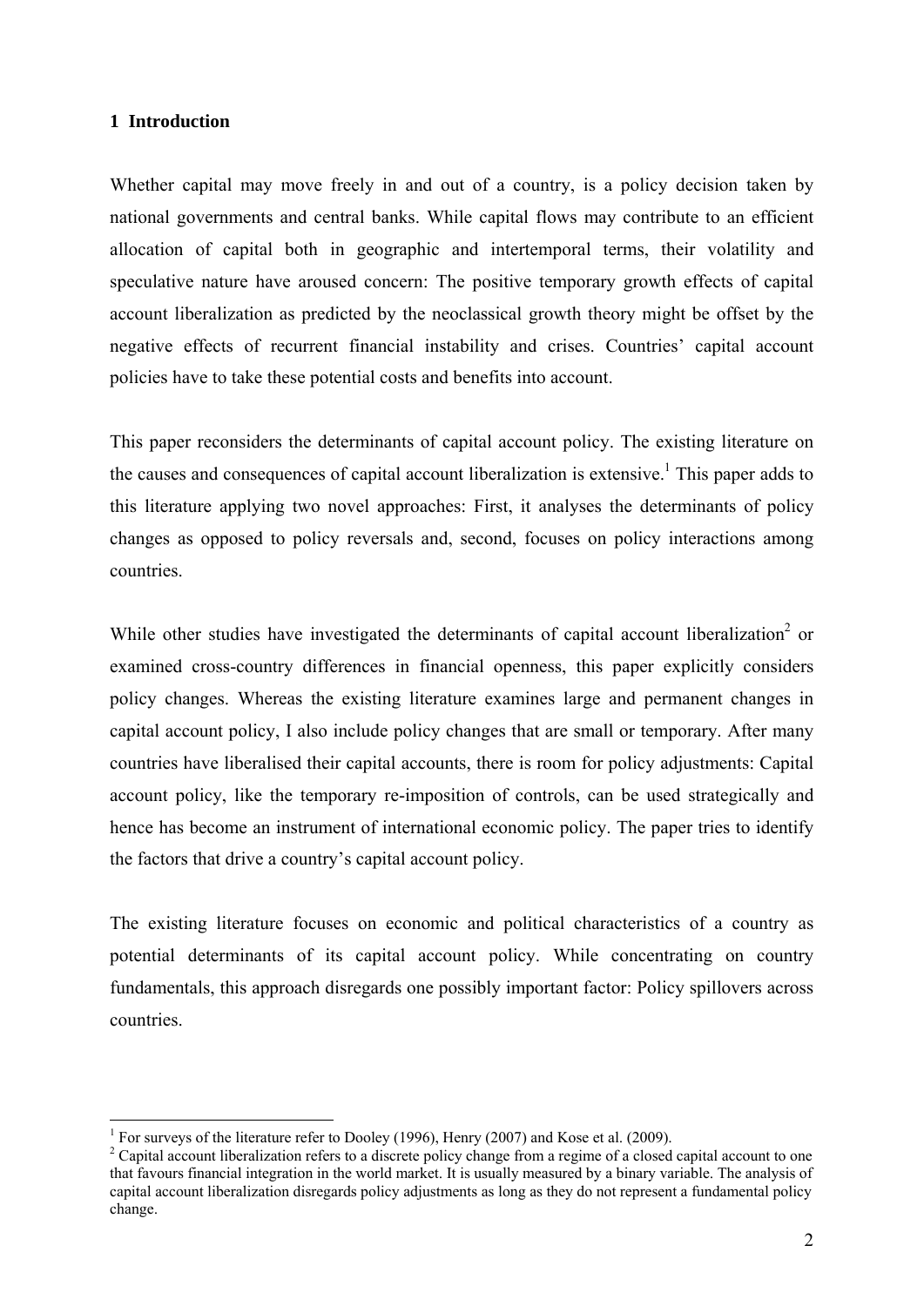## 1 Introduction

Whether capital may move freely in and out of a country, is a policy decision taken by national governments and central banks. While capital flows may contribute to an efficient allocation of capital both in geographic and intertemporal terms, their volatility and speculative nature have aroused concern: The positive temporary growth effects of capital account liberalization as predicted by the neoclassical growth theory might be offset by the negative effects of recurrent financial instability and crises. Countries' capital account policies have to take these potential costs and benefits into account.

This paper reconsiders the determinants of capital account policy. The existing literature on the causes and consequences of capital account liberalization is extensive.[1] This paper adds to this literature applying two novel approaches: First, it analyses the determinants of policy changes as opposed to policy reversals and, second, focuses on policy interactions among countries.

While other studies have investigated the determinants of capital account liberalization[2] or examined cross-country differences in financial openness, this paper explicitly considers policy changes. Whereas the existing literature examines large and permanent changes in capital account policy, I also include policy changes that are small or temporary. After many countries have liberalised their capital accounts, there is room for policy adjustments: Capital account policy, like the temporary re-imposition of controls, can be used strategically and hence has become an instrument of international economic policy. The paper tries to identify the factors that drive a country's capital account policy.

The existing literature focuses on economic and political characteristics of a country as potential determinants of its capital account policy. While concentrating on country fundamentals, this approach disregards one possibly important factor: Policy spillovers across countries.

---

[1] For surveys of the literature refer to Dooley (1996), Henry (2007) and Kose et al. (2009).

[2] Capital account liberalization refers to a discrete policy change from a regime of a closed capital account to one that favours financial integration in the world market. It is usually measured by a binary variable. The analysis of capital account liberalization disregards policy adjustments as long as they do not represent a fundamental policy change.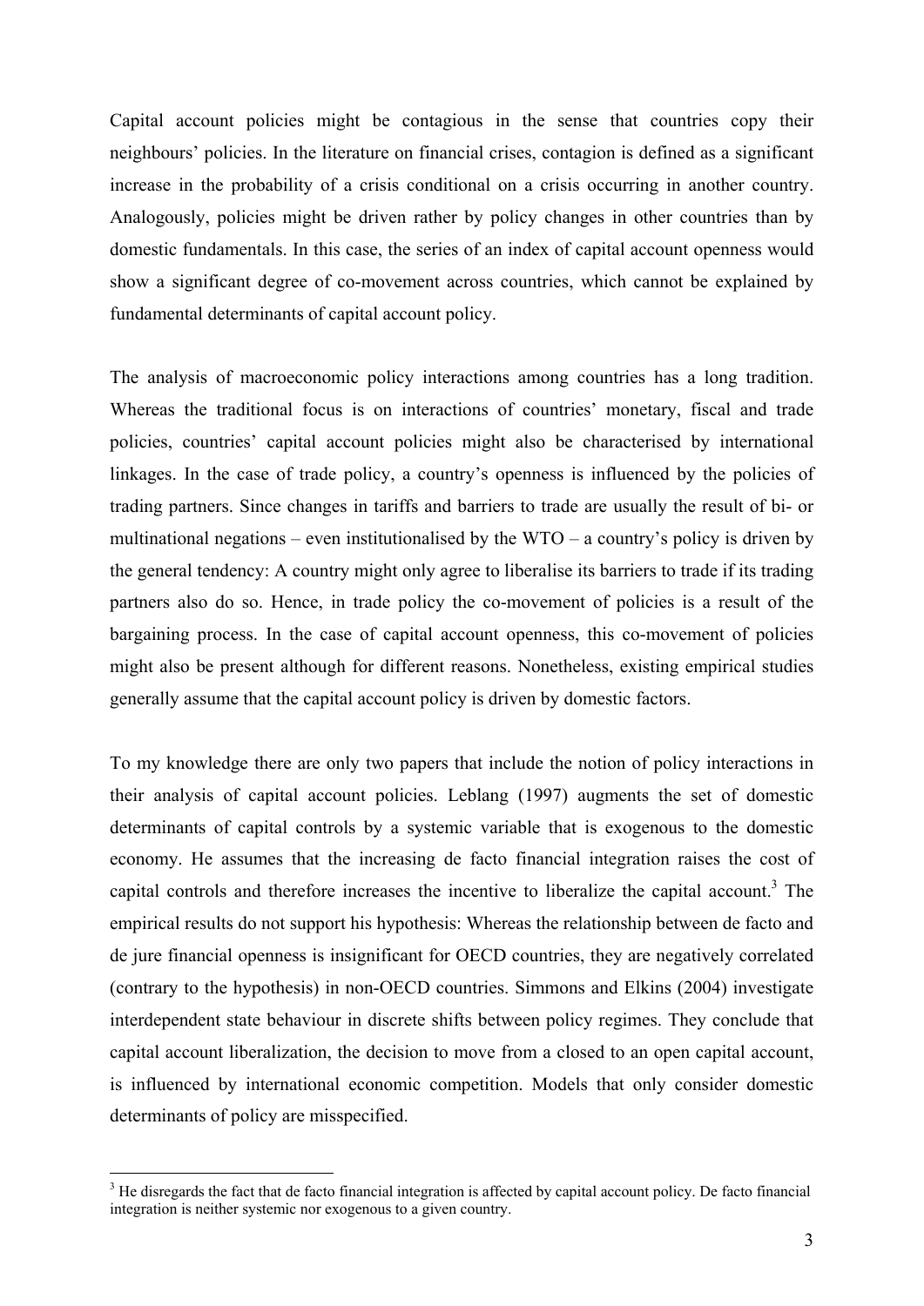Capital account policies might be contagious in the sense that countries copy their neighbours' policies. In the literature on financial crises, contagion is defined as a significant increase in the probability of a crisis conditional on a crisis occurring in another country. Analogously, policies might be driven rather by policy changes in other countries than by domestic fundamentals. In this case, the series of an index of capital account openness would show a significant degree of co-movement across countries, which cannot be explained by fundamental determinants of capital account policy.

The analysis of macroeconomic policy interactions among countries has a long tradition. Whereas the traditional focus is on interactions of countries' monetary, fiscal and trade policies, countries' capital account policies might also be characterised by international linkages. In the case of trade policy, a country's openness is influenced by the policies of trading partners. Since changes in tariffs and barriers to trade are usually the result of bi- or multinational negations – even institutionalised by the WTO – a country's policy is driven by the general tendency: A country might only agree to liberalise its barriers to trade if its trading partners also do so. Hence, in trade policy the co-movement of policies is a result of the bargaining process. In the case of capital account openness, this co-movement of policies might also be present although for different reasons. Nonetheless, existing empirical studies generally assume that the capital account policy is driven by domestic factors.

To my knowledge there are only two papers that include the notion of policy interactions in their analysis of capital account policies. Leblang (1997) augments the set of domestic determinants of capital controls by a systemic variable that is exogenous to the domestic economy. He assumes that the increasing de facto financial integration raises the cost of capital controls and therefore increases the incentive to liberalize the capital account.[3] The empirical results do not support his hypothesis: Whereas the relationship between de facto and de jure financial openness is insignificant for OECD countries, they are negatively correlated (contrary to the hypothesis) in non-OECD countries. Simmons and Elkins (2004) investigate interdependent state behaviour in discrete shifts between policy regimes. They conclude that capital account liberalization, the decision to move from a closed to an open capital account, is influenced by international economic competition. Models that only consider domestic determinants of policy are misspecified.

[3] He disregards the fact that de facto financial integration is affected by capital account policy. De facto financial integration is neither systemic nor exogenous to a given country.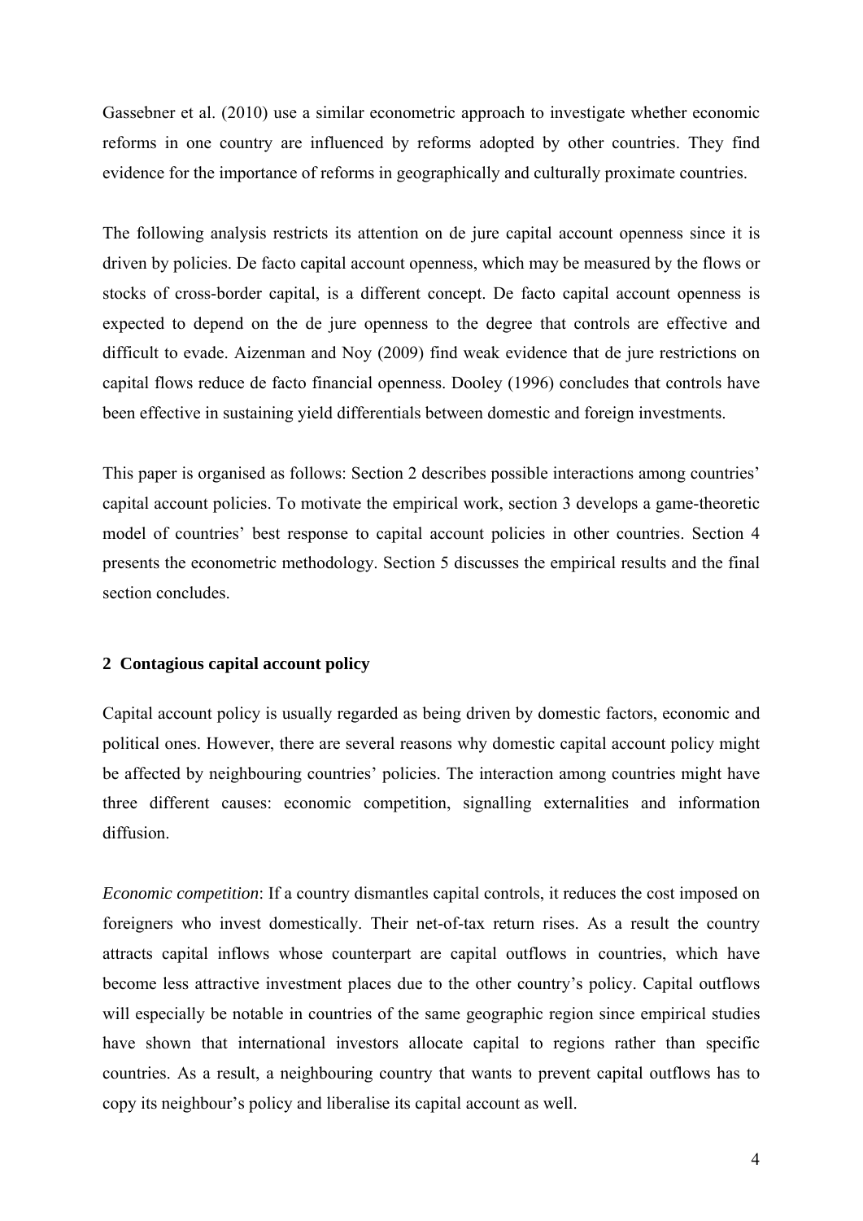Gassebner et al. (2010) use a similar econometric approach to investigate whether economic reforms in one country are influenced by reforms adopted by other countries. They find evidence for the importance of reforms in geographically and culturally proximate countries.

The following analysis restricts its attention on de jure capital account openness since it is driven by policies. De facto capital account openness, which may be measured by the flows or stocks of cross-border capital, is a different concept. De facto capital account openness is expected to depend on the de jure openness to the degree that controls are effective and difficult to evade. Aizenman and Noy (2009) find weak evidence that de jure restrictions on capital flows reduce de facto financial openness. Dooley (1996) concludes that controls have been effective in sustaining yield differentials between domestic and foreign investments.

This paper is organised as follows: Section 2 describes possible interactions among countries' capital account policies. To motivate the empirical work, section 3 develops a game-theoretic model of countries' best response to capital account policies in other countries. Section 4 presents the econometric methodology. Section 5 discusses the empirical results and the final section concludes.

## 2 Contagious capital account policy

Capital account policy is usually regarded as being driven by domestic factors, economic and political ones. However, there are several reasons why domestic capital account policy might be affected by neighbouring countries' policies. The interaction among countries might have three different causes: economic competition, signalling externalities and information diffusion.

*Economic competition*: If a country dismantles capital controls, it reduces the cost imposed on foreigners who invest domestically. Their net-of-tax return rises. As a result the country attracts capital inflows whose counterpart are capital outflows in countries, which have become less attractive investment places due to the other country's policy. Capital outflows will especially be notable in countries of the same geographic region since empirical studies have shown that international investors allocate capital to regions rather than specific countries. As a result, a neighbouring country that wants to prevent capital outflows has to copy its neighbour's policy and liberalise its capital account as well.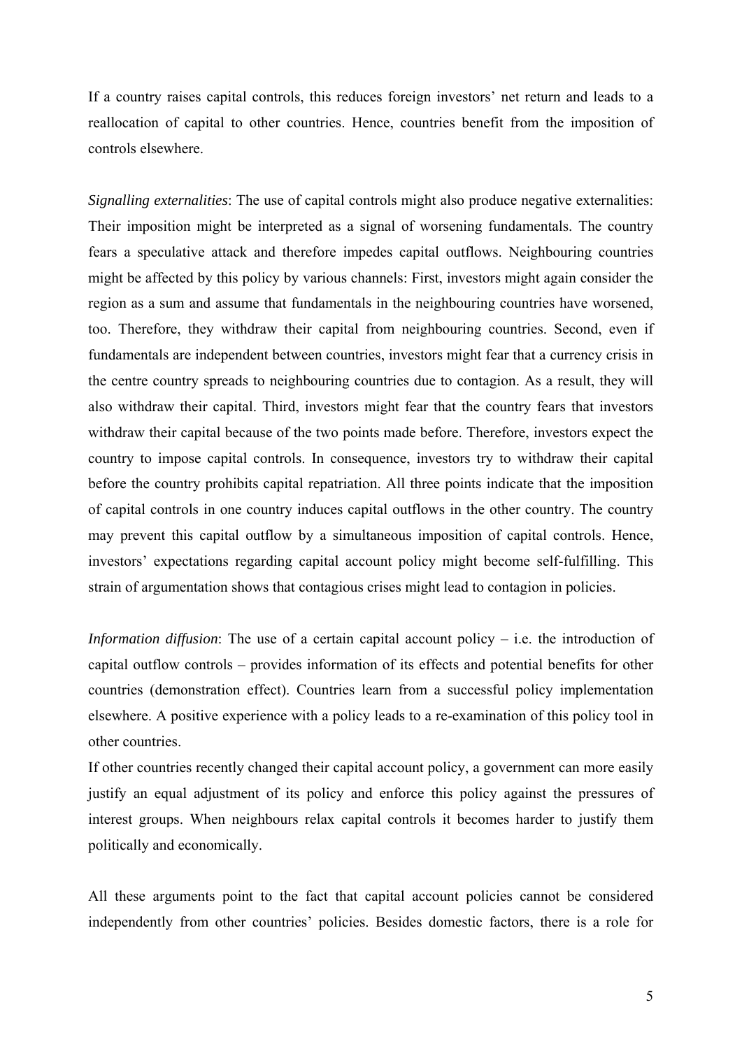If a country raises capital controls, this reduces foreign investors' net return and leads to a reallocation of capital to other countries. Hence, countries benefit from the imposition of controls elsewhere.

*Signalling externalities*: The use of capital controls might also produce negative externalities: Their imposition might be interpreted as a signal of worsening fundamentals. The country fears a speculative attack and therefore impedes capital outflows. Neighbouring countries might be affected by this policy by various channels: First, investors might again consider the region as a sum and assume that fundamentals in the neighbouring countries have worsened, too. Therefore, they withdraw their capital from neighbouring countries. Second, even if fundamentals are independent between countries, investors might fear that a currency crisis in the centre country spreads to neighbouring countries due to contagion. As a result, they will also withdraw their capital. Third, investors might fear that the country fears that investors withdraw their capital because of the two points made before. Therefore, investors expect the country to impose capital controls. In consequence, investors try to withdraw their capital before the country prohibits capital repatriation. All three points indicate that the imposition of capital controls in one country induces capital outflows in the other country. The country may prevent this capital outflow by a simultaneous imposition of capital controls. Hence, investors' expectations regarding capital account policy might become self-fulfilling. This strain of argumentation shows that contagious crises might lead to contagion in policies.

*Information diffusion*: The use of a certain capital account policy – i.e. the introduction of capital outflow controls – provides information of its effects and potential benefits for other countries (demonstration effect). Countries learn from a successful policy implementation elsewhere. A positive experience with a policy leads to a re-examination of this policy tool in other countries.
If other countries recently changed their capital account policy, a government can more easily justify an equal adjustment of its policy and enforce this policy against the pressures of interest groups. When neighbours relax capital controls it becomes harder to justify them politically and economically.

All these arguments point to the fact that capital account policies cannot be considered independently from other countries' policies. Besides domestic factors, there is a role for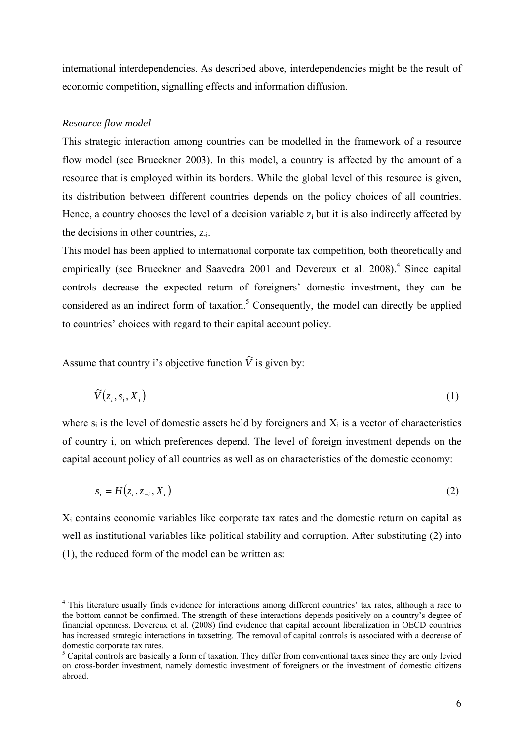international interdependencies. As described above, interdependencies might be the result of economic competition, signalling effects and information diffusion.

*Resource flow model*

This strategic interaction among countries can be modelled in the framework of a resource flow model (see Brueckner 2003). In this model, a country is affected by the amount of a resource that is employed within its borders. While the global level of this resource is given, its distribution between different countries depends on the policy choices of all countries. Hence, a country chooses the level of a decision variable $z_i$ but it is also indirectly affected by the decisions in other countries, $z_{-i}$.

This model has been applied to international corporate tax competition, both theoretically and empirically (see Brueckner and Saavedra 2001 and Devereux et al. 2008).[4] Since capital controls decrease the expected return of foreigners' domestic investment, they can be considered as an indirect form of taxation.[5] Consequently, the model can directly be applied to countries' choices with regard to their capital account policy.

Assume that country i's objective function $\widetilde{V}$ is given by:

$$\widetilde{V}(z_i, s_i, X_i) \tag{1}$$

where $s_i$ is the level of domestic assets held by foreigners and $X_i$ is a vector of characteristics of country i, on which preferences depend. The level of foreign investment depends on the capital account policy of all countries as well as on characteristics of the domestic economy:

$$s_i = H(z_i, z_{-i}, X_i) \tag{2}$$

$X_i$ contains economic variables like corporate tax rates and the domestic return on capital as well as institutional variables like political stability and corruption. After substituting (2) into (1), the reduced form of the model can be written as:

---

[4] This literature usually finds evidence for interactions among different countries' tax rates, although a race to the bottom cannot be confirmed. The strength of these interactions depends positively on a country's degree of financial openness. Devereux et al. (2008) find evidence that capital account liberalization in OECD countries has increased strategic interactions in taxsetting. The removal of capital controls is associated with a decrease of domestic corporate tax rates.

[5] Capital controls are basically a form of taxation. They differ from conventional taxes since they are only levied on cross-border investment, namely domestic investment of foreigners or the investment of domestic citizens abroad.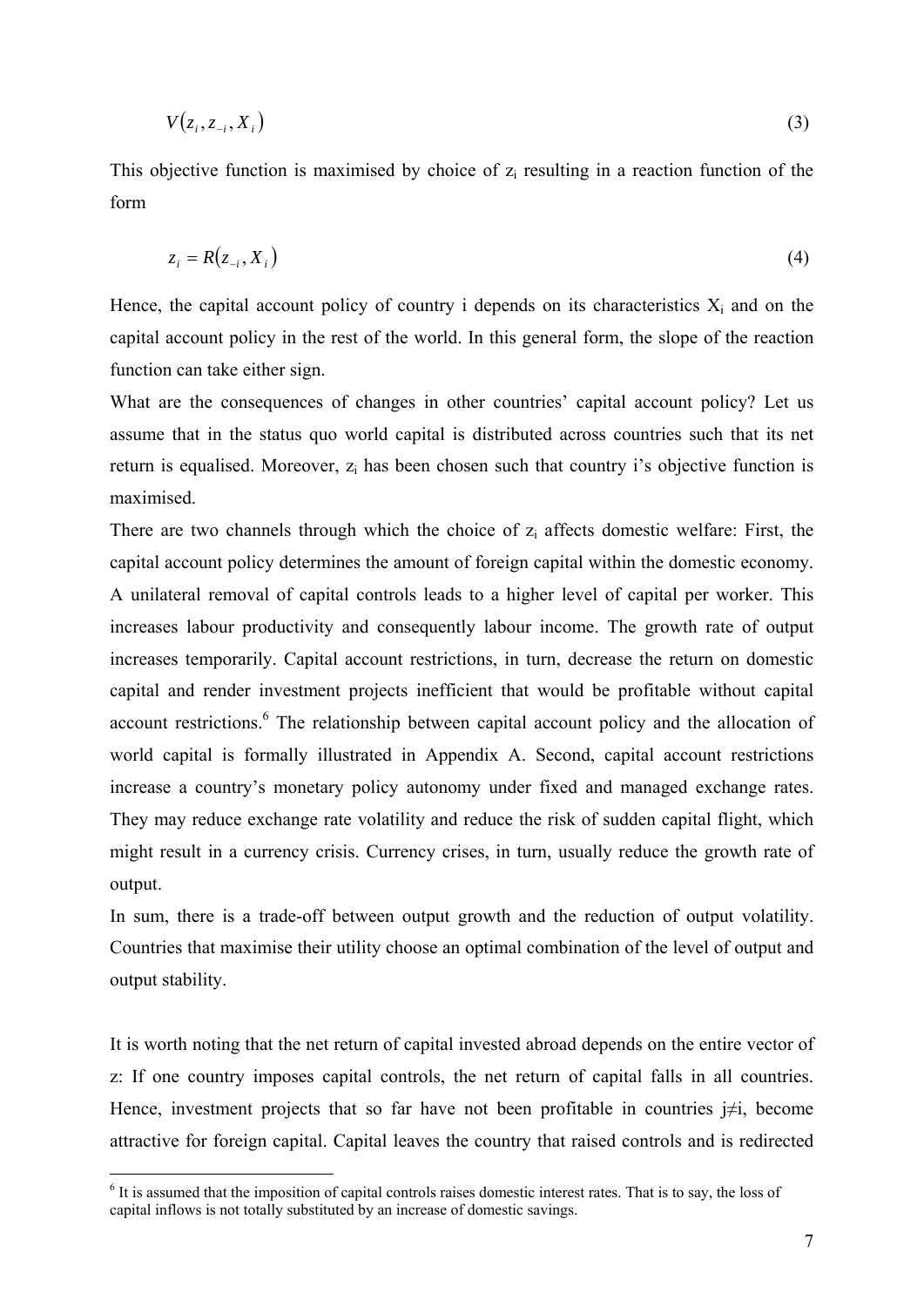$$V(z_i, z_{-i}, X_i) \tag{3}$$

This objective function is maximised by choice of $z_i$ resulting in a reaction function of the form

$$z_i = R(z_{-i}, X_i) \tag{4}$$

Hence, the capital account policy of country i depends on its characteristics $X_i$ and on the capital account policy in the rest of the world. In this general form, the slope of the reaction function can take either sign.

What are the consequences of changes in other countries' capital account policy? Let us assume that in the status quo world capital is distributed across countries such that its net return is equalised. Moreover, $z_i$ has been chosen such that country i's objective function is maximised.

There are two channels through which the choice of $z_i$ affects domestic welfare: First, the capital account policy determines the amount of foreign capital within the domestic economy. A unilateral removal of capital controls leads to a higher level of capital per worker. This increases labour productivity and consequently labour income. The growth rate of output increases temporarily. Capital account restrictions, in turn, decrease the return on domestic capital and render investment projects inefficient that would be profitable without capital account restrictions.[6] The relationship between capital account policy and the allocation of world capital is formally illustrated in Appendix A. Second, capital account restrictions increase a country's monetary policy autonomy under fixed and managed exchange rates. They may reduce exchange rate volatility and reduce the risk of sudden capital flight, which might result in a currency crisis. Currency crises, in turn, usually reduce the growth rate of output.

In sum, there is a trade-off between output growth and the reduction of output volatility. Countries that maximise their utility choose an optimal combination of the level of output and output stability.

It is worth noting that the net return of capital invested abroad depends on the entire vector of z: If one country imposes capital controls, the net return of capital falls in all countries. Hence, investment projects that so far have not been profitable in countries $j \neq i$, become attractive for foreign capital. Capital leaves the country that raised controls and is redirected

[6] It is assumed that the imposition of capital controls raises domestic interest rates. That is to say, the loss of capital inflows is not totally substituted by an increase of domestic savings.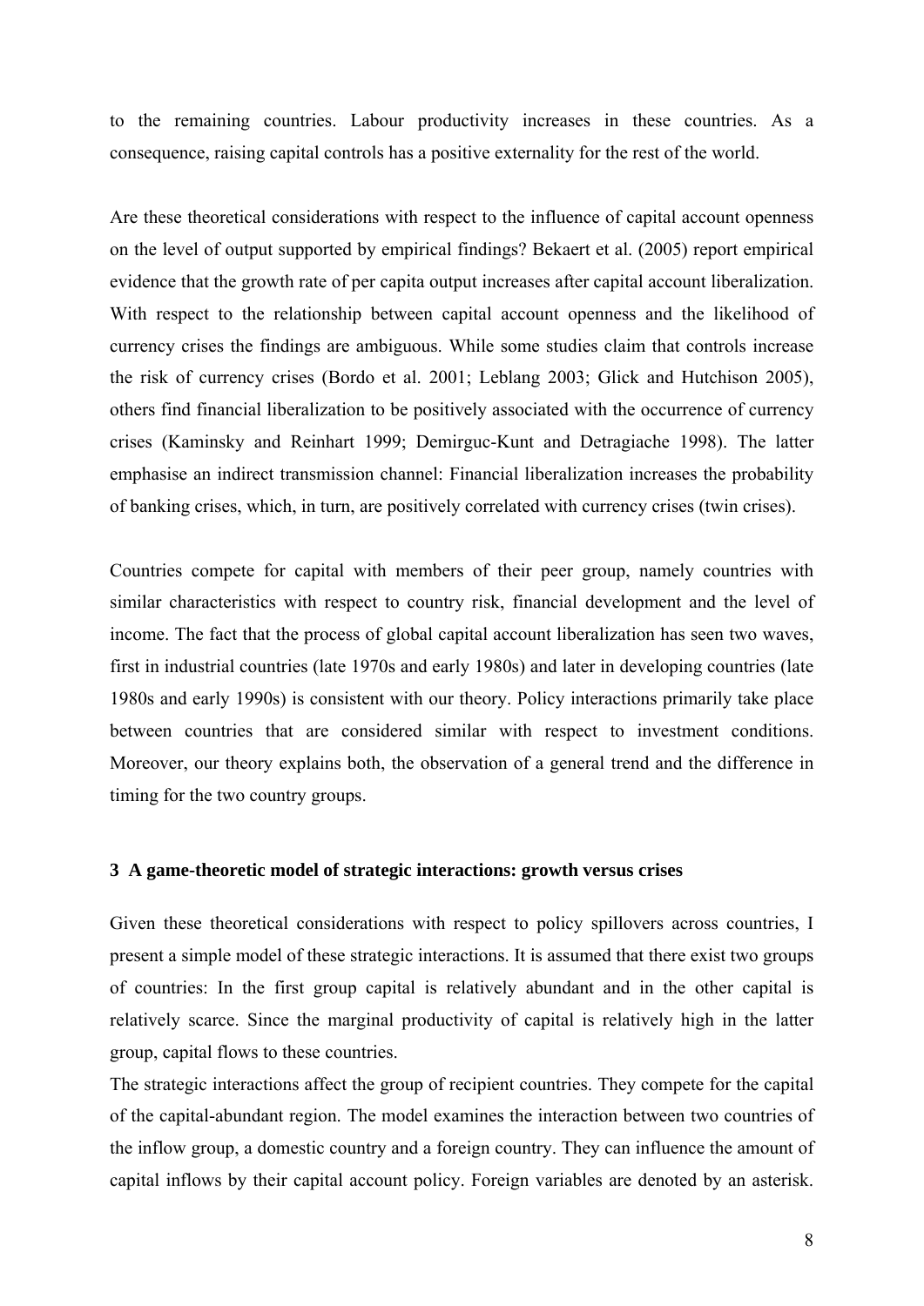to the remaining countries. Labour productivity increases in these countries. As a consequence, raising capital controls has a positive externality for the rest of the world.

Are these theoretical considerations with respect to the influence of capital account openness on the level of output supported by empirical findings? Bekaert et al. (2005) report empirical evidence that the growth rate of per capita output increases after capital account liberalization. With respect to the relationship between capital account openness and the likelihood of currency crises the findings are ambiguous. While some studies claim that controls increase the risk of currency crises (Bordo et al. 2001; Leblang 2003; Glick and Hutchison 2005), others find financial liberalization to be positively associated with the occurrence of currency crises (Kaminsky and Reinhart 1999; Demirguc-Kunt and Detragiache 1998). The latter emphasise an indirect transmission channel: Financial liberalization increases the probability of banking crises, which, in turn, are positively correlated with currency crises (twin crises).

Countries compete for capital with members of their peer group, namely countries with similar characteristics with respect to country risk, financial development and the level of income. The fact that the process of global capital account liberalization has seen two waves, first in industrial countries (late 1970s and early 1980s) and later in developing countries (late 1980s and early 1990s) is consistent with our theory. Policy interactions primarily take place between countries that are considered similar with respect to investment conditions. Moreover, our theory explains both, the observation of a general trend and the difference in timing for the two country groups.

### 3 A game-theoretic model of strategic interactions: growth versus crises

Given these theoretical considerations with respect to policy spillovers across countries, I present a simple model of these strategic interactions. It is assumed that there exist two groups of countries: In the first group capital is relatively abundant and in the other capital is relatively scarce. Since the marginal productivity of capital is relatively high in the latter group, capital flows to these countries.

The strategic interactions affect the group of recipient countries. They compete for the capital of the capital-abundant region. The model examines the interaction between two countries of the inflow group, a domestic country and a foreign country. They can influence the amount of capital inflows by their capital account policy. Foreign variables are denoted by an asterisk.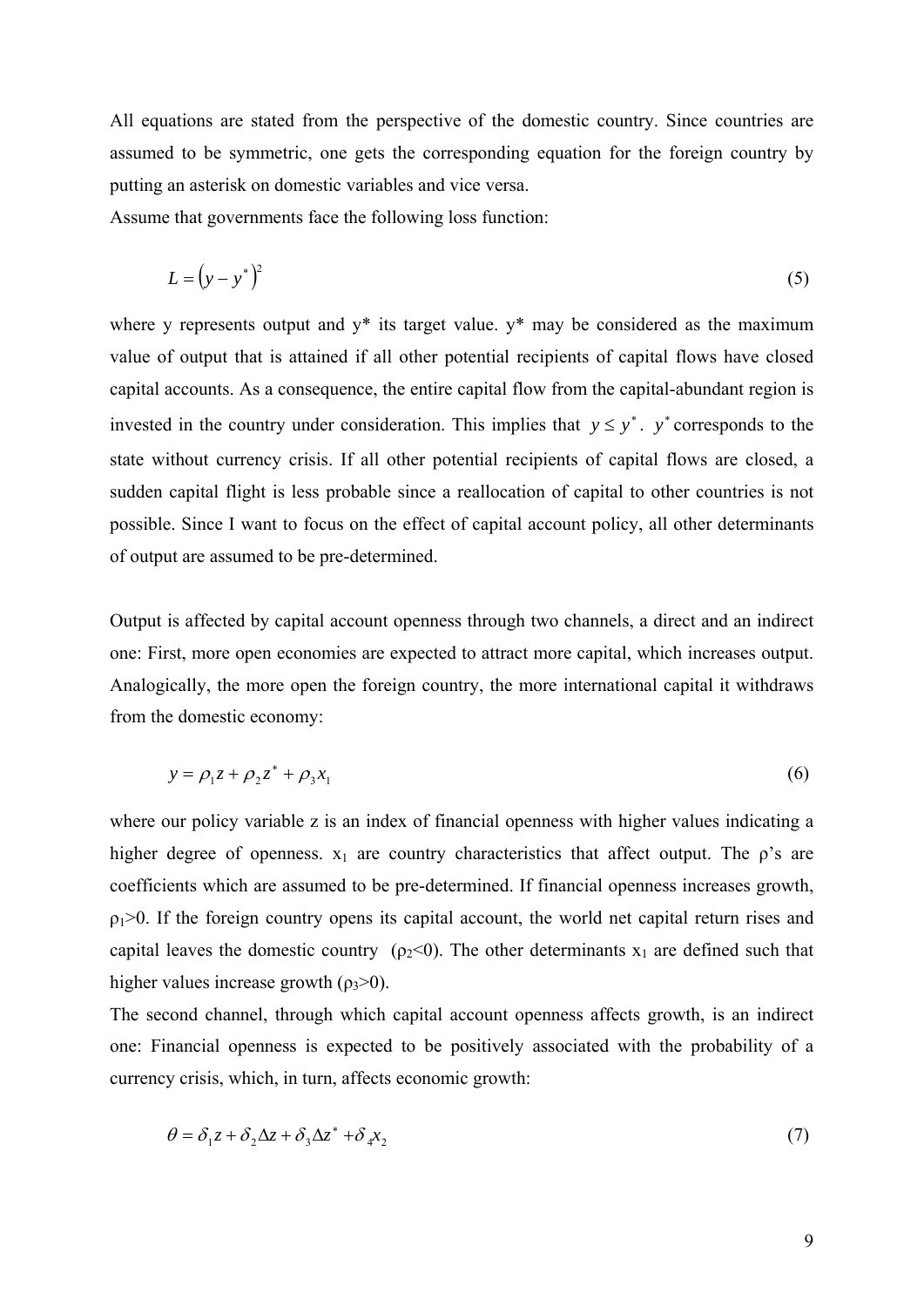All equations are stated from the perspective of the domestic country. Since countries are assumed to be symmetric, one gets the corresponding equation for the foreign country by putting an asterisk on domestic variables and vice versa.

Assume that governments face the following loss function:

$$L = \left(y - y^*\right)^2 \tag{5}$$

where y represents output and y* its target value. y* may be considered as the maximum value of output that is attained if all other potential recipients of capital flows have closed capital accounts. As a consequence, the entire capital flow from the capital-abundant region is invested in the country under consideration. This implies that $y \leq y^*$. $y^*$ corresponds to the state without currency crisis. If all other potential recipients of capital flows are closed, a sudden capital flight is less probable since a reallocation of capital to other countries is not possible. Since I want to focus on the effect of capital account policy, all other determinants of output are assumed to be pre-determined.

Output is affected by capital account openness through two channels, a direct and an indirect one: First, more open economies are expected to attract more capital, which increases output. Analogically, the more open the foreign country, the more international capital it withdraws from the domestic economy:

$$y = \rho_1 z + \rho_2 z^* + \rho_3 x_1 \tag{6}$$

where our policy variable z is an index of financial openness with higher values indicating a higher degree of openness. $x_1$ are country characteristics that affect output. The ρ's are coefficients which are assumed to be pre-determined. If financial openness increases growth, $\rho_1>0$. If the foreign country opens its capital account, the world net capital return rises and capital leaves the domestic country ($\rho_2<0$). The other determinants $x_1$ are defined such that higher values increase growth ($\rho_3>0$).

The second channel, through which capital account openness affects growth, is an indirect one: Financial openness is expected to be positively associated with the probability of a currency crisis, which, in turn, affects economic growth:

$$\theta = \delta_1 z + \delta_2 \Delta z + \delta_3 \Delta z^* + \delta_4 x_2 \tag{7}$$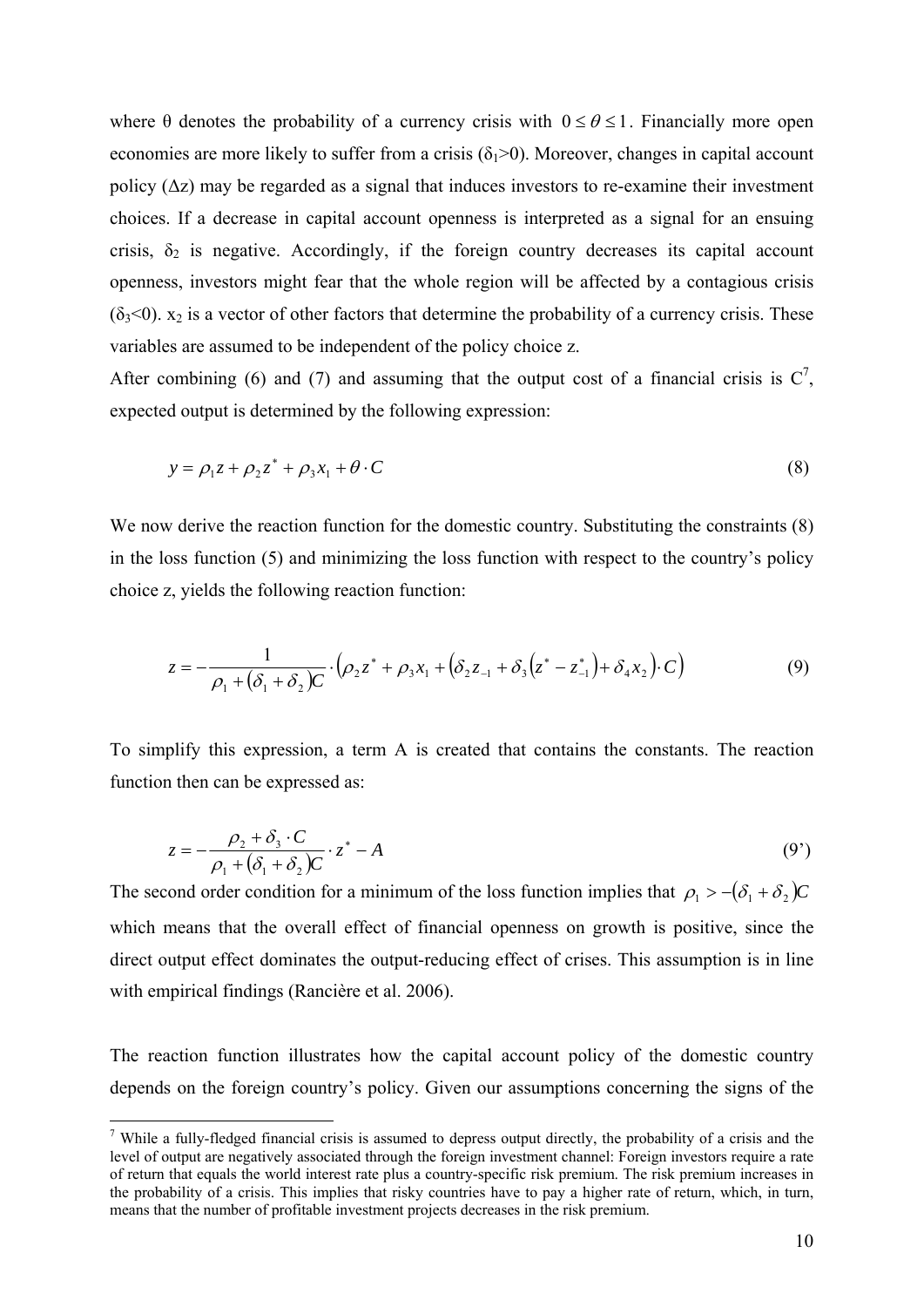where θ denotes the probability of a currency crisis with $0 \leq \theta \leq 1$. Financially more open economies are more likely to suffer from a crisis ($\delta_1$>0). Moreover, changes in capital account policy ($\Delta z$) may be regarded as a signal that induces investors to re-examine their investment choices. If a decrease in capital account openness is interpreted as a signal for an ensuing crisis, $\delta_2$ is negative. Accordingly, if the foreign country decreases its capital account openness, investors might fear that the whole region will be affected by a contagious crisis ($\delta_3$<0). $x_2$ is a vector of other factors that determine the probability of a currency crisis. These variables are assumed to be independent of the policy choice z.

After combining (6) and (7) and assuming that the output cost of a financial crisis is C[7], expected output is determined by the following expression:

$$y = \rho_1 z + \rho_2 z^* + \rho_3 x_1 + \theta \cdot C \tag{8}$$

We now derive the reaction function for the domestic country. Substituting the constraints (8) in the loss function (5) and minimizing the loss function with respect to the country's policy choice z, yields the following reaction function:

$$z = -\frac{1}{\rho_1 + (\delta_1 + \delta_2)C} \cdot \left(\rho_2 z^* + \rho_3 x_1 + \left(\delta_2 z_{-1} + \delta_3 \left(z^* - z^*_{-1}\right) + \delta_4 x_2\right) \cdot C\right) \tag{9}$$

To simplify this expression, a term A is created that contains the constants. The reaction function then can be expressed as:

$$z = -\frac{\rho_2 + \delta_3 \cdot C}{\rho_1 + (\delta_1 + \delta_2)C} \cdot z^* - A \tag{9'}$$

The second order condition for a minimum of the loss function implies that $\rho_1 > -(\delta_1 + \delta_2)C$ which means that the overall effect of financial openness on growth is positive, since the direct output effect dominates the output-reducing effect of crises. This assumption is in line with empirical findings (Rancière et al. 2006).

The reaction function illustrates how the capital account policy of the domestic country depends on the foreign country's policy. Given our assumptions concerning the signs of the

[7] While a fully-fledged financial crisis is assumed to depress output directly, the probability of a crisis and the level of output are negatively associated through the foreign investment channel: Foreign investors require a rate of return that equals the world interest rate plus a country-specific risk premium. The risk premium increases in the probability of a crisis. This implies that risky countries have to pay a higher rate of return, which, in turn, means that the number of profitable investment projects decreases in the risk premium.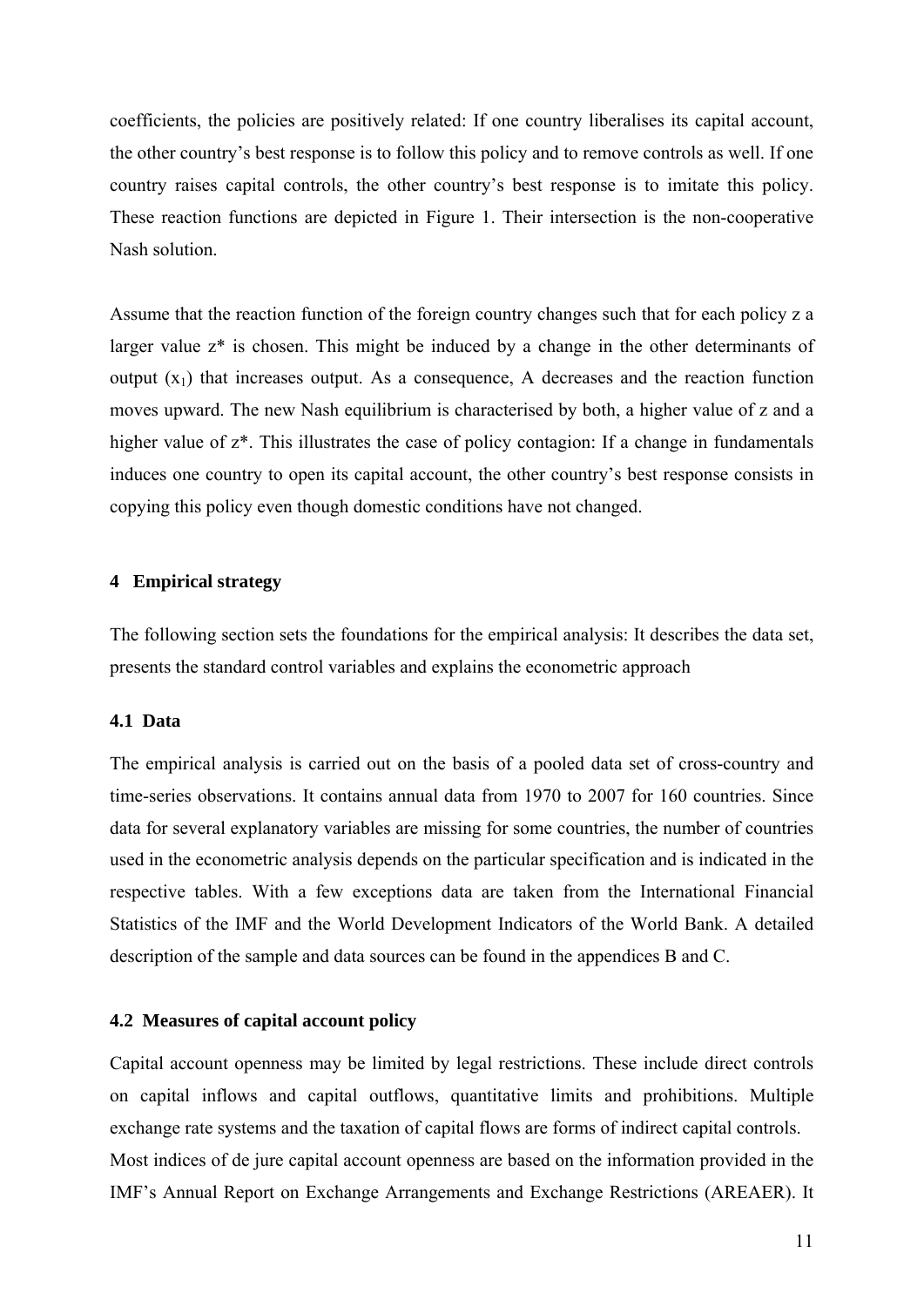coefficients, the policies are positively related: If one country liberalises its capital account, the other country's best response is to follow this policy and to remove controls as well. If one country raises capital controls, the other country's best response is to imitate this policy. These reaction functions are depicted in Figure 1. Their intersection is the non-cooperative Nash solution.

Assume that the reaction function of the foreign country changes such that for each policy z a larger value z* is chosen. This might be induced by a change in the other determinants of output ($x_1$) that increases output. As a consequence, A decreases and the reaction function moves upward. The new Nash equilibrium is characterised by both, a higher value of z and a higher value of z*. This illustrates the case of policy contagion: If a change in fundamentals induces one country to open its capital account, the other country's best response consists in copying this policy even though domestic conditions have not changed.

## 4 Empirical strategy

The following section sets the foundations for the empirical analysis: It describes the data set, presents the standard control variables and explains the econometric approach

### 4.1 Data

The empirical analysis is carried out on the basis of a pooled data set of cross-country and time-series observations. It contains annual data from 1970 to 2007 for 160 countries. Since data for several explanatory variables are missing for some countries, the number of countries used in the econometric analysis depends on the particular specification and is indicated in the respective tables. With a few exceptions data are taken from the International Financial Statistics of the IMF and the World Development Indicators of the World Bank. A detailed description of the sample and data sources can be found in the appendices B and C.

### 4.2 Measures of capital account policy

Capital account openness may be limited by legal restrictions. These include direct controls on capital inflows and capital outflows, quantitative limits and prohibitions. Multiple exchange rate systems and the taxation of capital flows are forms of indirect capital controls.
Most indices of de jure capital account openness are based on the information provided in the IMF's Annual Report on Exchange Arrangements and Exchange Restrictions (AREAER). It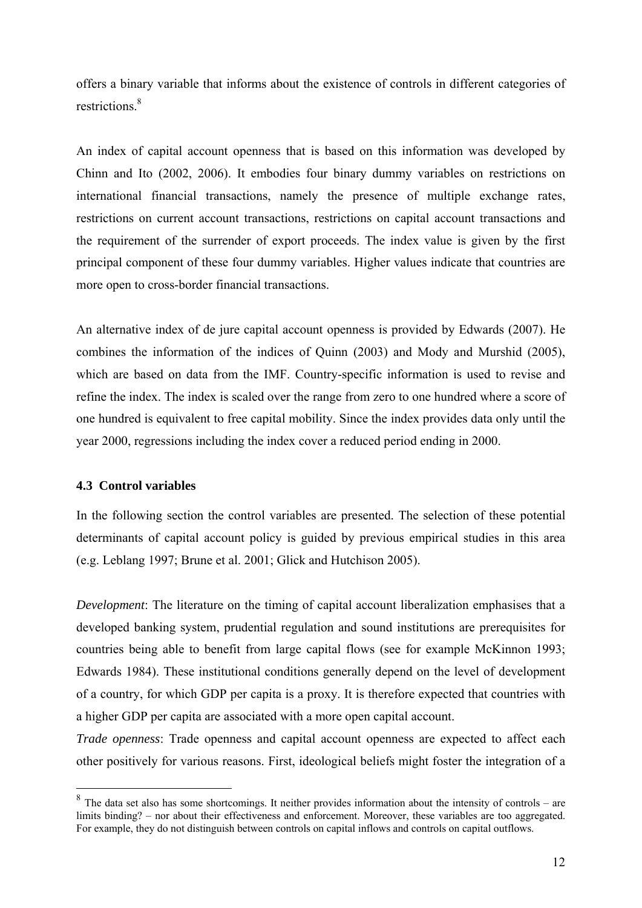offers a binary variable that informs about the existence of controls in different categories of restrictions.[8]

An index of capital account openness that is based on this information was developed by Chinn and Ito (2002, 2006). It embodies four binary dummy variables on restrictions on international financial transactions, namely the presence of multiple exchange rates, restrictions on current account transactions, restrictions on capital account transactions and the requirement of the surrender of export proceeds. The index value is given by the first principal component of these four dummy variables. Higher values indicate that countries are more open to cross-border financial transactions.

An alternative index of de jure capital account openness is provided by Edwards (2007). He combines the information of the indices of Quinn (2003) and Mody and Murshid (2005), which are based on data from the IMF. Country-specific information is used to revise and refine the index. The index is scaled over the range from zero to one hundred where a score of one hundred is equivalent to free capital mobility. Since the index provides data only until the year 2000, regressions including the index cover a reduced period ending in 2000.

### 4.3 Control variables

In the following section the control variables are presented. The selection of these potential determinants of capital account policy is guided by previous empirical studies in this area (e.g. Leblang 1997; Brune et al. 2001; Glick and Hutchison 2005).

*Development*: The literature on the timing of capital account liberalization emphasises that a developed banking system, prudential regulation and sound institutions are prerequisites for countries being able to benefit from large capital flows (see for example McKinnon 1993; Edwards 1984). These institutional conditions generally depend on the level of development of a country, for which GDP per capita is a proxy. It is therefore expected that countries with a higher GDP per capita are associated with a more open capital account.

*Trade openness*: Trade openness and capital account openness are expected to affect each other positively for various reasons. First, ideological beliefs might foster the integration of a

[8] The data set also has some shortcomings. It neither provides information about the intensity of controls – are limits binding? – nor about their effectiveness and enforcement. Moreover, these variables are too aggregated. For example, they do not distinguish between controls on capital inflows and controls on capital outflows.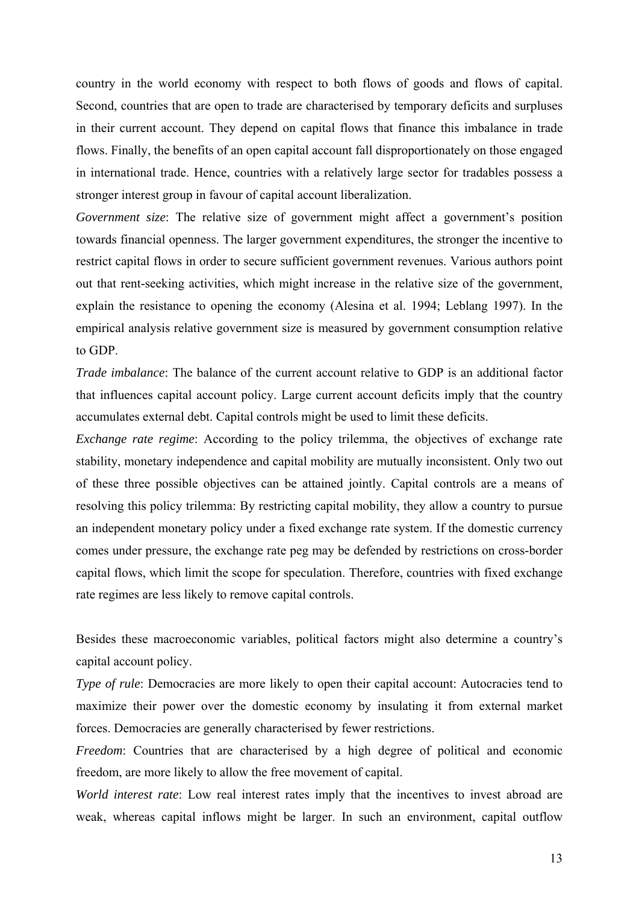country in the world economy with respect to both flows of goods and flows of capital. Second, countries that are open to trade are characterised by temporary deficits and surpluses in their current account. They depend on capital flows that finance this imbalance in trade flows. Finally, the benefits of an open capital account fall disproportionately on those engaged in international trade. Hence, countries with a relatively large sector for tradables possess a stronger interest group in favour of capital account liberalization.

*Government size*: The relative size of government might affect a government's position towards financial openness. The larger government expenditures, the stronger the incentive to restrict capital flows in order to secure sufficient government revenues. Various authors point out that rent-seeking activities, which might increase in the relative size of the government, explain the resistance to opening the economy (Alesina et al. 1994; Leblang 1997). In the empirical analysis relative government size is measured by government consumption relative to GDP.

*Trade imbalance*: The balance of the current account relative to GDP is an additional factor that influences capital account policy. Large current account deficits imply that the country accumulates external debt. Capital controls might be used to limit these deficits.

*Exchange rate regime*: According to the policy trilemma, the objectives of exchange rate stability, monetary independence and capital mobility are mutually inconsistent. Only two out of these three possible objectives can be attained jointly. Capital controls are a means of resolving this policy trilemma: By restricting capital mobility, they allow a country to pursue an independent monetary policy under a fixed exchange rate system. If the domestic currency comes under pressure, the exchange rate peg may be defended by restrictions on cross-border capital flows, which limit the scope for speculation. Therefore, countries with fixed exchange rate regimes are less likely to remove capital controls.

Besides these macroeconomic variables, political factors might also determine a country's capital account policy.

*Type of rule*: Democracies are more likely to open their capital account: Autocracies tend to maximize their power over the domestic economy by insulating it from external market forces. Democracies are generally characterised by fewer restrictions.

*Freedom*: Countries that are characterised by a high degree of political and economic freedom, are more likely to allow the free movement of capital.

*World interest rate*: Low real interest rates imply that the incentives to invest abroad are weak, whereas capital inflows might be larger. In such an environment, capital outflow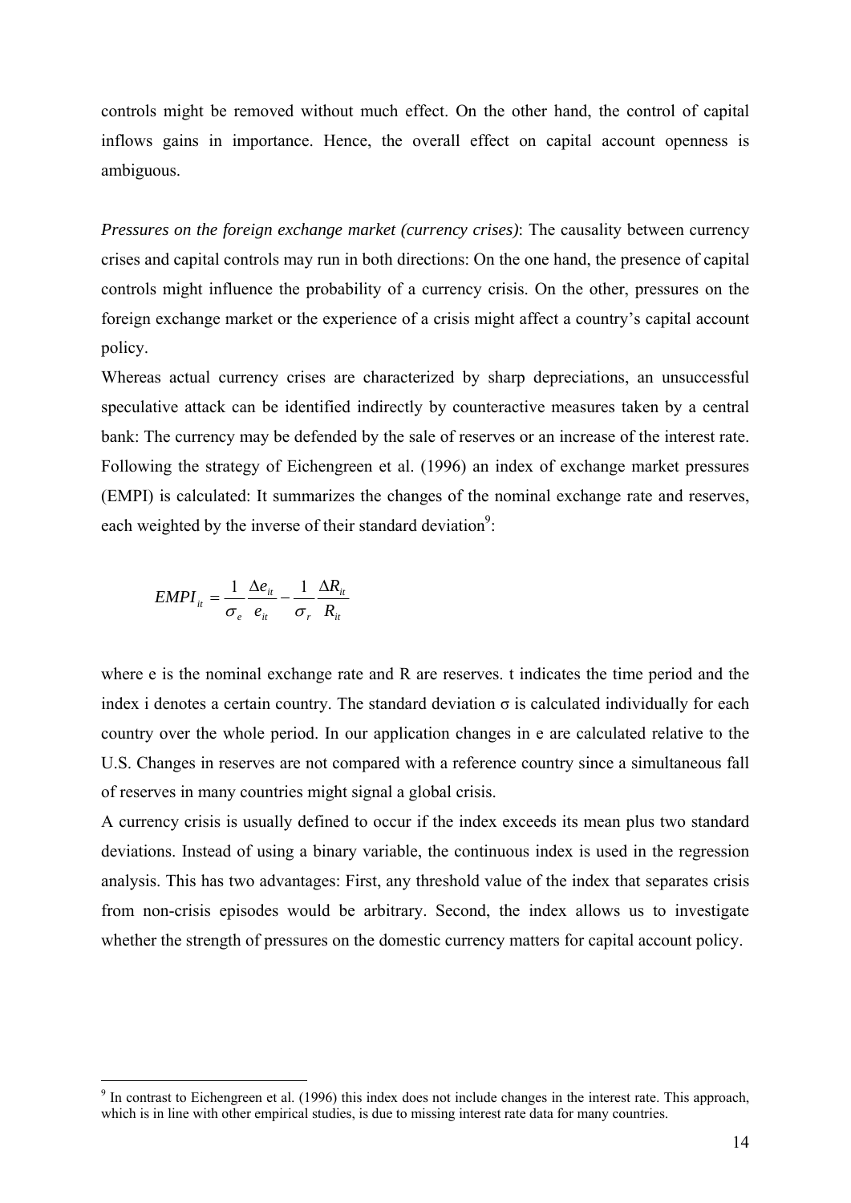controls might be removed without much effect. On the other hand, the control of capital inflows gains in importance. Hence, the overall effect on capital account openness is ambiguous.

*Pressures on the foreign exchange market (currency crises)*: The causality between currency crises and capital controls may run in both directions: On the one hand, the presence of capital controls might influence the probability of a currency crisis. On the other, pressures on the foreign exchange market or the experience of a crisis might affect a country's capital account policy.

Whereas actual currency crises are characterized by sharp depreciations, an unsuccessful speculative attack can be identified indirectly by counteractive measures taken by a central bank: The currency may be defended by the sale of reserves or an increase of the interest rate. Following the strategy of Eichengreen et al. (1996) an index of exchange market pressures (EMPI) is calculated: It summarizes the changes of the nominal exchange rate and reserves, each weighted by the inverse of their standard deviation[9]:

$$EMPI_{it} = \frac{1}{\sigma_e}\frac{\Delta e_{it}}{e_{it}} - \frac{1}{\sigma_r}\frac{\Delta R_{it}}{R_{it}}$$

where e is the nominal exchange rate and R are reserves. t indicates the time period and the index i denotes a certain country. The standard deviation σ is calculated individually for each country over the whole period. In our application changes in e are calculated relative to the U.S. Changes in reserves are not compared with a reference country since a simultaneous fall of reserves in many countries might signal a global crisis.

A currency crisis is usually defined to occur if the index exceeds its mean plus two standard deviations. Instead of using a binary variable, the continuous index is used in the regression analysis. This has two advantages: First, any threshold value of the index that separates crisis from non-crisis episodes would be arbitrary. Second, the index allows us to investigate whether the strength of pressures on the domestic currency matters for capital account policy.

---

[9] In contrast to Eichengreen et al. (1996) this index does not include changes in the interest rate. This approach, which is in line with other empirical studies, is due to missing interest rate data for many countries.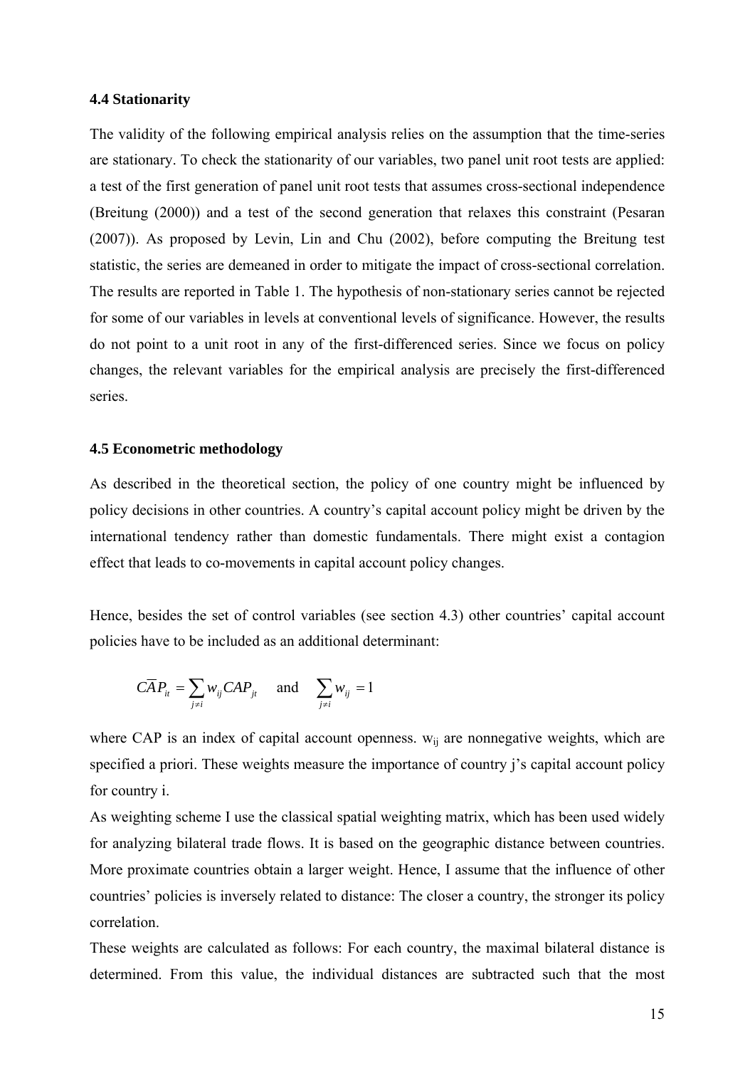### 4.4 Stationarity

The validity of the following empirical analysis relies on the assumption that the time-series are stationary. To check the stationarity of our variables, two panel unit root tests are applied: a test of the first generation of panel unit root tests that assumes cross-sectional independence (Breitung (2000)) and a test of the second generation that relaxes this constraint (Pesaran (2007)). As proposed by Levin, Lin and Chu (2002), before computing the Breitung test statistic, the series are demeaned in order to mitigate the impact of cross-sectional correlation. The results are reported in Table 1. The hypothesis of non-stationary series cannot be rejected for some of our variables in levels at conventional levels of significance. However, the results do not point to a unit root in any of the first-differenced series. Since we focus on policy changes, the relevant variables for the empirical analysis are precisely the first-differenced series.

### 4.5 Econometric methodology

As described in the theoretical section, the policy of one country might be influenced by policy decisions in other countries. A country's capital account policy might be driven by the international tendency rather than domestic fundamentals. There might exist a contagion effect that leads to co-movements in capital account policy changes.

Hence, besides the set of control variables (see section 4.3) other countries' capital account policies have to be included as an additional determinant:

$$C\overline{A}P_{it} = \sum_{j \neq i} w_{ij} CAP_{jt} \quad \text{and} \quad \sum_{j \neq i} w_{ij} = 1$$

where CAP is an index of capital account openness. $w_{ij}$ are nonnegative weights, which are specified a priori. These weights measure the importance of country j's capital account policy for country i.

As weighting scheme I use the classical spatial weighting matrix, which has been used widely for analyzing bilateral trade flows. It is based on the geographic distance between countries. More proximate countries obtain a larger weight. Hence, I assume that the influence of other countries' policies is inversely related to distance: The closer a country, the stronger its policy correlation.

These weights are calculated as follows: For each country, the maximal bilateral distance is determined. From this value, the individual distances are subtracted such that the most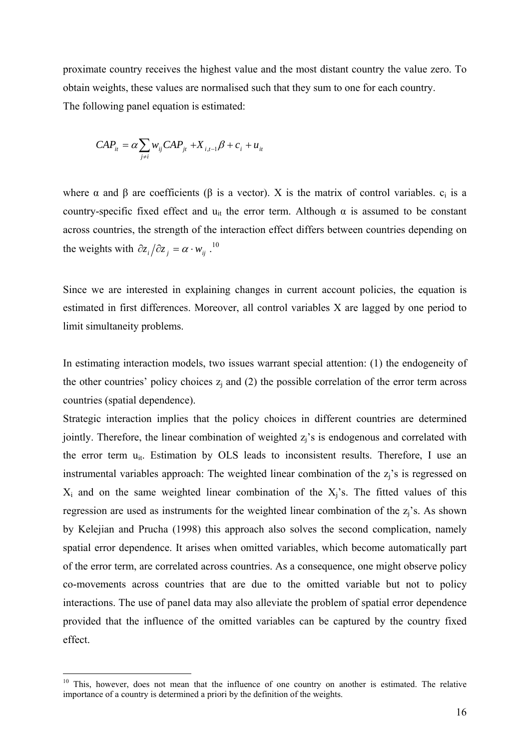proximate country receives the highest value and the most distant country the value zero. To obtain weights, these values are normalised such that they sum to one for each country.

The following panel equation is estimated:

$$CAP_{it} = \alpha \sum_{j \neq i} w_{ij} CAP_{jt} + X_{i,t-1}\beta + c_i + u_{it}$$

where α and β are coefficients (β is a vector). X is the matrix of control variables. $c_i$ is a country-specific fixed effect and $u_{it}$ the error term. Although α is assumed to be constant across countries, the strength of the interaction effect differs between countries depending on the weights with $\partial z_i / \partial z_j = \alpha \cdot w_{ij}$.[10]

Since we are interested in explaining changes in current account policies, the equation is estimated in first differences. Moreover, all control variables X are lagged by one period to limit simultaneity problems.

In estimating interaction models, two issues warrant special attention: (1) the endogeneity of the other countries' policy choices $z_j$ and (2) the possible correlation of the error term across countries (spatial dependence).

Strategic interaction implies that the policy choices in different countries are determined jointly. Therefore, the linear combination of weighted $z_j$'s is endogenous and correlated with the error term $u_{it}$. Estimation by OLS leads to inconsistent results. Therefore, I use an instrumental variables approach: The weighted linear combination of the $z_j$'s is regressed on $X_i$ and on the same weighted linear combination of the $X_j$'s. The fitted values of this regression are used as instruments for the weighted linear combination of the $z_j$'s. As shown by Kelejian and Prucha (1998) this approach also solves the second complication, namely spatial error dependence. It arises when omitted variables, which become automatically part of the error term, are correlated across countries. As a consequence, one might observe policy co-movements across countries that are due to the omitted variable but not to policy interactions. The use of panel data may also alleviate the problem of spatial error dependence provided that the influence of the omitted variables can be captured by the country fixed effect.

[10] This, however, does not mean that the influence of one country on another is estimated. The relative importance of a country is determined a priori by the definition of the weights.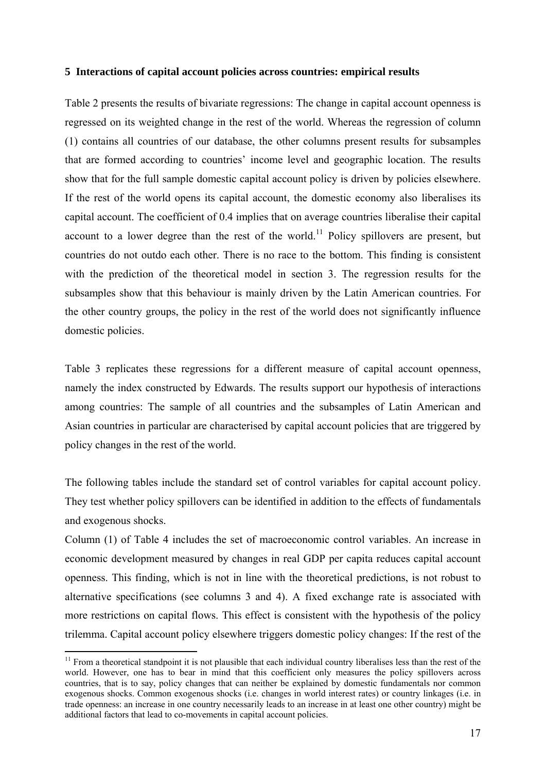### 5 Interactions of capital account policies across countries: empirical results

Table 2 presents the results of bivariate regressions: The change in capital account openness is regressed on its weighted change in the rest of the world. Whereas the regression of column (1) contains all countries of our database, the other columns present results for subsamples that are formed according to countries' income level and geographic location. The results show that for the full sample domestic capital account policy is driven by policies elsewhere. If the rest of the world opens its capital account, the domestic economy also liberalises its capital account. The coefficient of 0.4 implies that on average countries liberalise their capital account to a lower degree than the rest of the world.[11] Policy spillovers are present, but countries do not outdo each other. There is no race to the bottom. This finding is consistent with the prediction of the theoretical model in section 3. The regression results for the subsamples show that this behaviour is mainly driven by the Latin American countries. For the other country groups, the policy in the rest of the world does not significantly influence domestic policies.

Table 3 replicates these regressions for a different measure of capital account openness, namely the index constructed by Edwards. The results support our hypothesis of interactions among countries: The sample of all countries and the subsamples of Latin American and Asian countries in particular are characterised by capital account policies that are triggered by policy changes in the rest of the world.

The following tables include the standard set of control variables for capital account policy. They test whether policy spillovers can be identified in addition to the effects of fundamentals and exogenous shocks.

Column (1) of Table 4 includes the set of macroeconomic control variables. An increase in economic development measured by changes in real GDP per capita reduces capital account openness. This finding, which is not in line with the theoretical predictions, is not robust to alternative specifications (see columns 3 and 4). A fixed exchange rate is associated with more restrictions on capital flows. This effect is consistent with the hypothesis of the policy trilemma. Capital account policy elsewhere triggers domestic policy changes: If the rest of the

[11] From a theoretical standpoint it is not plausible that each individual country liberalises less than the rest of the world. However, one has to bear in mind that this coefficient only measures the policy spillovers across countries, that is to say, policy changes that can neither be explained by domestic fundamentals nor common exogenous shocks. Common exogenous shocks (i.e. changes in world interest rates) or country linkages (i.e. in trade openness: an increase in one country necessarily leads to an increase in at least one other country) might be additional factors that lead to co-movements in capital account policies.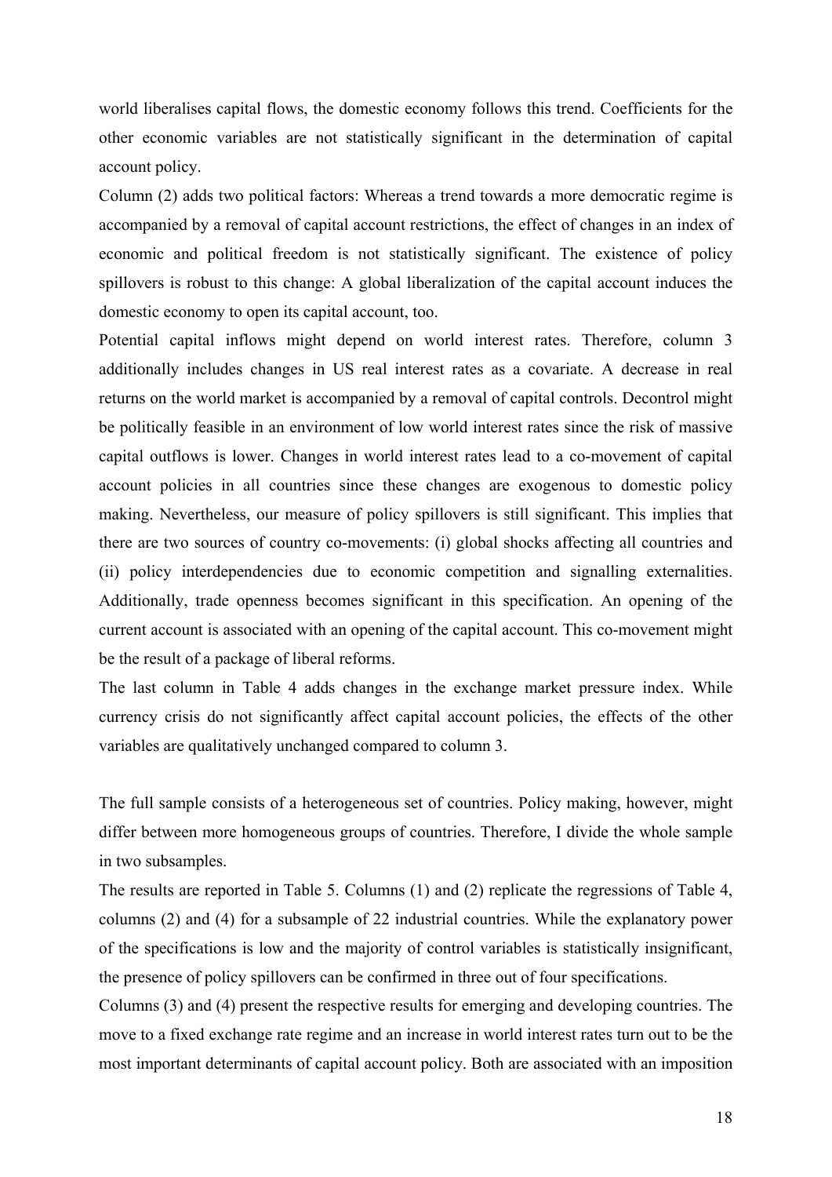world liberalises capital flows, the domestic economy follows this trend. Coefficients for the other economic variables are not statistically significant in the determination of capital account policy.

Column (2) adds two political factors: Whereas a trend towards a more democratic regime is accompanied by a removal of capital account restrictions, the effect of changes in an index of economic and political freedom is not statistically significant. The existence of policy spillovers is robust to this change: A global liberalization of the capital account induces the domestic economy to open its capital account, too.

Potential capital inflows might depend on world interest rates. Therefore, column 3 additionally includes changes in US real interest rates as a covariate. A decrease in real returns on the world market is accompanied by a removal of capital controls. Decontrol might be politically feasible in an environment of low world interest rates since the risk of massive capital outflows is lower. Changes in world interest rates lead to a co-movement of capital account policies in all countries since these changes are exogenous to domestic policy making. Nevertheless, our measure of policy spillovers is still significant. This implies that there are two sources of country co-movements: (i) global shocks affecting all countries and (ii) policy interdependencies due to economic competition and signalling externalities. Additionally, trade openness becomes significant in this specification. An opening of the current account is associated with an opening of the capital account. This co-movement might be the result of a package of liberal reforms.

The last column in Table 4 adds changes in the exchange market pressure index. While currency crisis do not significantly affect capital account policies, the effects of the other variables are qualitatively unchanged compared to column 3.

The full sample consists of a heterogeneous set of countries. Policy making, however, might differ between more homogeneous groups of countries. Therefore, I divide the whole sample in two subsamples.

The results are reported in Table 5. Columns (1) and (2) replicate the regressions of Table 4, columns (2) and (4) for a subsample of 22 industrial countries. While the explanatory power of the specifications is low and the majority of control variables is statistically insignificant, the presence of policy spillovers can be confirmed in three out of four specifications.

Columns (3) and (4) present the respective results for emerging and developing countries. The move to a fixed exchange rate regime and an increase in world interest rates turn out to be the most important determinants of capital account policy. Both are associated with an imposition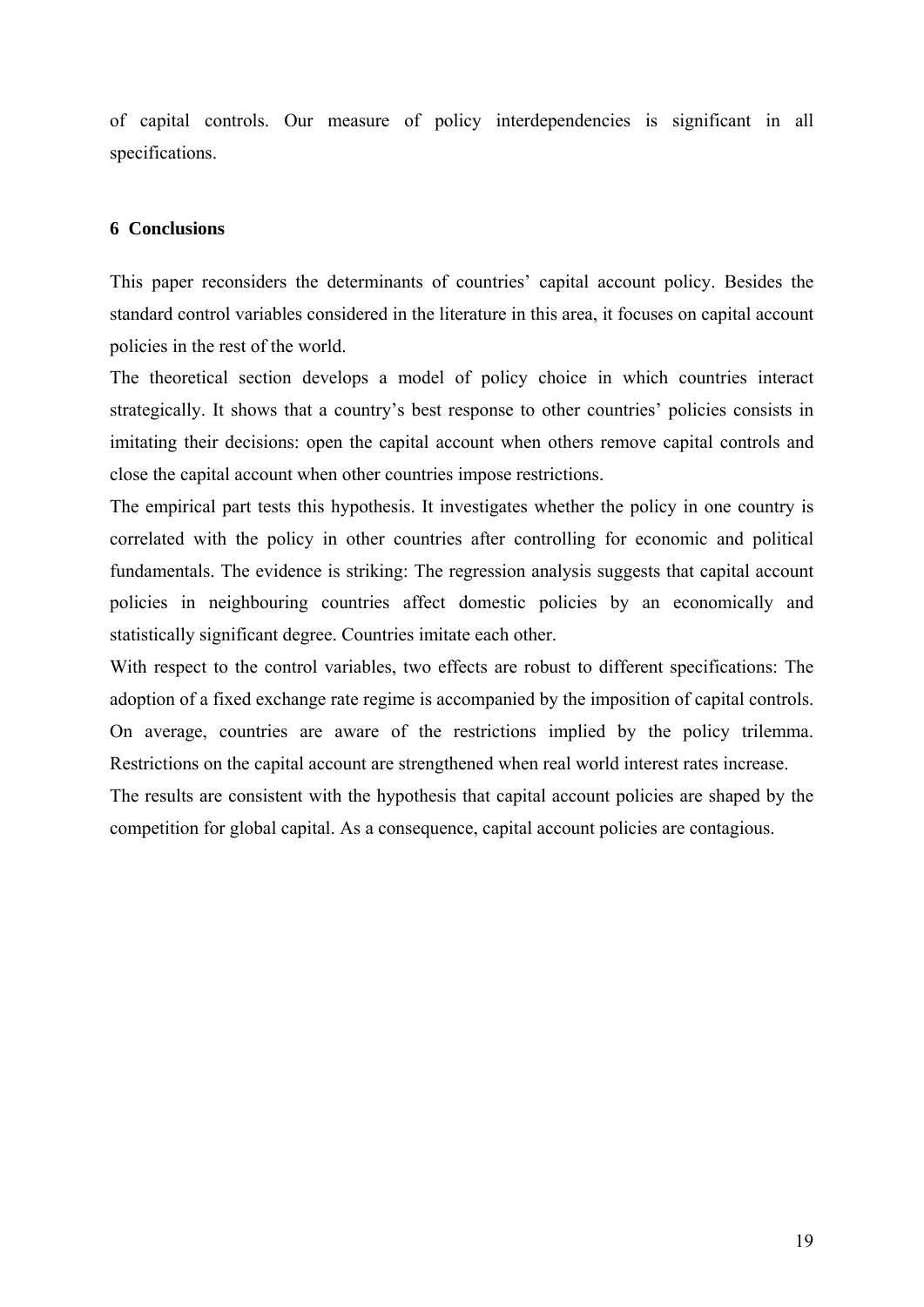of capital controls. Our measure of policy interdependencies is significant in all specifications.

## 6 Conclusions

This paper reconsiders the determinants of countries' capital account policy. Besides the standard control variables considered in the literature in this area, it focuses on capital account policies in the rest of the world.

The theoretical section develops a model of policy choice in which countries interact strategically. It shows that a country's best response to other countries' policies consists in imitating their decisions: open the capital account when others remove capital controls and close the capital account when other countries impose restrictions.

The empirical part tests this hypothesis. It investigates whether the policy in one country is correlated with the policy in other countries after controlling for economic and political fundamentals. The evidence is striking: The regression analysis suggests that capital account policies in neighbouring countries affect domestic policies by an economically and statistically significant degree. Countries imitate each other.

With respect to the control variables, two effects are robust to different specifications: The adoption of a fixed exchange rate regime is accompanied by the imposition of capital controls. On average, countries are aware of the restrictions implied by the policy trilemma. Restrictions on the capital account are strengthened when real world interest rates increase.

The results are consistent with the hypothesis that capital account policies are shaped by the competition for global capital. As a consequence, capital account policies are contagious.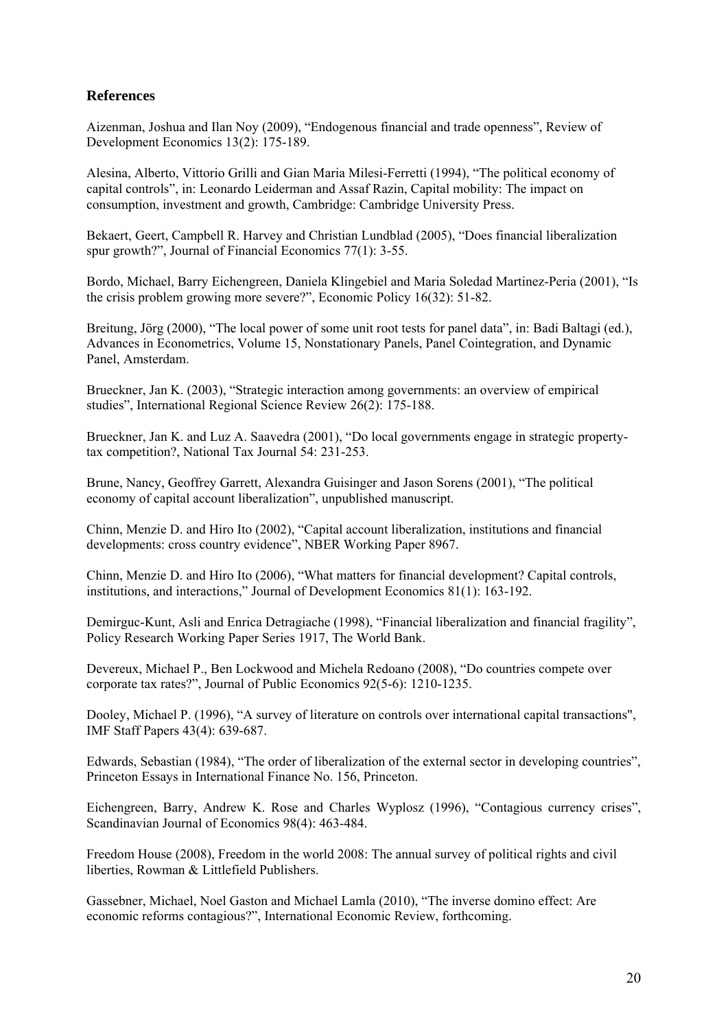## References

Aizenman, Joshua and Ilan Noy (2009), "Endogenous financial and trade openness", Review of Development Economics 13(2): 175-189.

Alesina, Alberto, Vittorio Grilli and Gian Maria Milesi-Ferretti (1994), "The political economy of capital controls", in: Leonardo Leiderman and Assaf Razin, Capital mobility: The impact on consumption, investment and growth, Cambridge: Cambridge University Press.

Bekaert, Geert, Campbell R. Harvey and Christian Lundblad (2005), "Does financial liberalization spur growth?", Journal of Financial Economics 77(1): 3-55.

Bordo, Michael, Barry Eichengreen, Daniela Klingebiel and Maria Soledad Martinez-Peria (2001), "Is the crisis problem growing more severe?", Economic Policy 16(32): 51-82.

Breitung, Jörg (2000), "The local power of some unit root tests for panel data", in: Badi Baltagi (ed.), Advances in Econometrics, Volume 15, Nonstationary Panels, Panel Cointegration, and Dynamic Panel, Amsterdam.

Brueckner, Jan K. (2003), "Strategic interaction among governments: an overview of empirical studies", International Regional Science Review 26(2): 175-188.

Brueckner, Jan K. and Luz A. Saavedra (2001), "Do local governments engage in strategic property-tax competition?, National Tax Journal 54: 231-253.

Brune, Nancy, Geoffrey Garrett, Alexandra Guisinger and Jason Sorens (2001), "The political economy of capital account liberalization", unpublished manuscript.

Chinn, Menzie D. and Hiro Ito (2002), "Capital account liberalization, institutions and financial developments: cross country evidence", NBER Working Paper 8967.

Chinn, Menzie D. and Hiro Ito (2006), "What matters for financial development? Capital controls, institutions, and interactions," Journal of Development Economics 81(1): 163-192.

Demirguc-Kunt, Asli and Enrica Detragiache (1998), "Financial liberalization and financial fragility", Policy Research Working Paper Series 1917, The World Bank.

Devereux, Michael P., Ben Lockwood and Michela Redoano (2008), "Do countries compete over corporate tax rates?", Journal of Public Economics 92(5-6): 1210-1235.

Dooley, Michael P. (1996), "A survey of literature on controls over international capital transactions", IMF Staff Papers 43(4): 639-687.

Edwards, Sebastian (1984), "The order of liberalization of the external sector in developing countries", Princeton Essays in International Finance No. 156, Princeton.

Eichengreen, Barry, Andrew K. Rose and Charles Wyplosz (1996), "Contagious currency crises", Scandinavian Journal of Economics 98(4): 463-484.

Freedom House (2008), Freedom in the world 2008: The annual survey of political rights and civil liberties, Rowman & Littlefield Publishers.

Gassebner, Michael, Noel Gaston and Michael Lamla (2010), "The inverse domino effect: Are economic reforms contagious?", International Economic Review, forthcoming.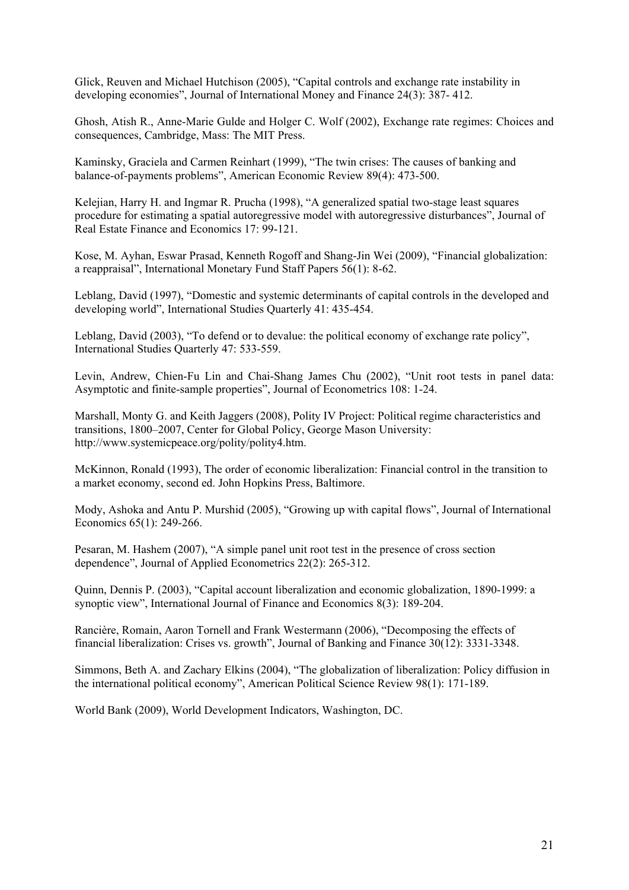Glick, Reuven and Michael Hutchison (2005), "Capital controls and exchange rate instability in developing economies", Journal of International Money and Finance 24(3): 387- 412.

Ghosh, Atish R., Anne-Marie Gulde and Holger C. Wolf (2002), Exchange rate regimes: Choices and consequences, Cambridge, Mass: The MIT Press.

Kaminsky, Graciela and Carmen Reinhart (1999), "The twin crises: The causes of banking and balance-of-payments problems", American Economic Review 89(4): 473-500.

Kelejian, Harry H. and Ingmar R. Prucha (1998), "A generalized spatial two-stage least squares procedure for estimating a spatial autoregressive model with autoregressive disturbances", Journal of Real Estate Finance and Economics 17: 99-121.

Kose, M. Ayhan, Eswar Prasad, Kenneth Rogoff and Shang-Jin Wei (2009), "Financial globalization: a reappraisal", International Monetary Fund Staff Papers 56(1): 8-62.

Leblang, David (1997), "Domestic and systemic determinants of capital controls in the developed and developing world", International Studies Quarterly 41: 435-454.

Leblang, David (2003), "To defend or to devalue: the political economy of exchange rate policy", International Studies Quarterly 47: 533-559.

Levin, Andrew, Chien-Fu Lin and Chai-Shang James Chu (2002), "Unit root tests in panel data: Asymptotic and finite-sample properties", Journal of Econometrics 108: 1-24.

Marshall, Monty G. and Keith Jaggers (2008), Polity IV Project: Political regime characteristics and transitions, 1800–2007, Center for Global Policy, George Mason University: http://www.systemicpeace.org/polity/polity4.htm.

McKinnon, Ronald (1993), The order of economic liberalization: Financial control in the transition to a market economy, second ed. John Hopkins Press, Baltimore.

Mody, Ashoka and Antu P. Murshid (2005), "Growing up with capital flows", Journal of International Economics 65(1): 249-266.

Pesaran, M. Hashem (2007), "A simple panel unit root test in the presence of cross section dependence", Journal of Applied Econometrics 22(2): 265-312.

Quinn, Dennis P. (2003), "Capital account liberalization and economic globalization, 1890-1999: a synoptic view", International Journal of Finance and Economics 8(3): 189-204.

Rancière, Romain, Aaron Tornell and Frank Westermann (2006), "Decomposing the effects of financial liberalization: Crises vs. growth", Journal of Banking and Finance 30(12): 3331-3348.

Simmons, Beth A. and Zachary Elkins (2004), "The globalization of liberalization: Policy diffusion in the international political economy", American Political Science Review 98(1): 171-189.

World Bank (2009), World Development Indicators, Washington, DC.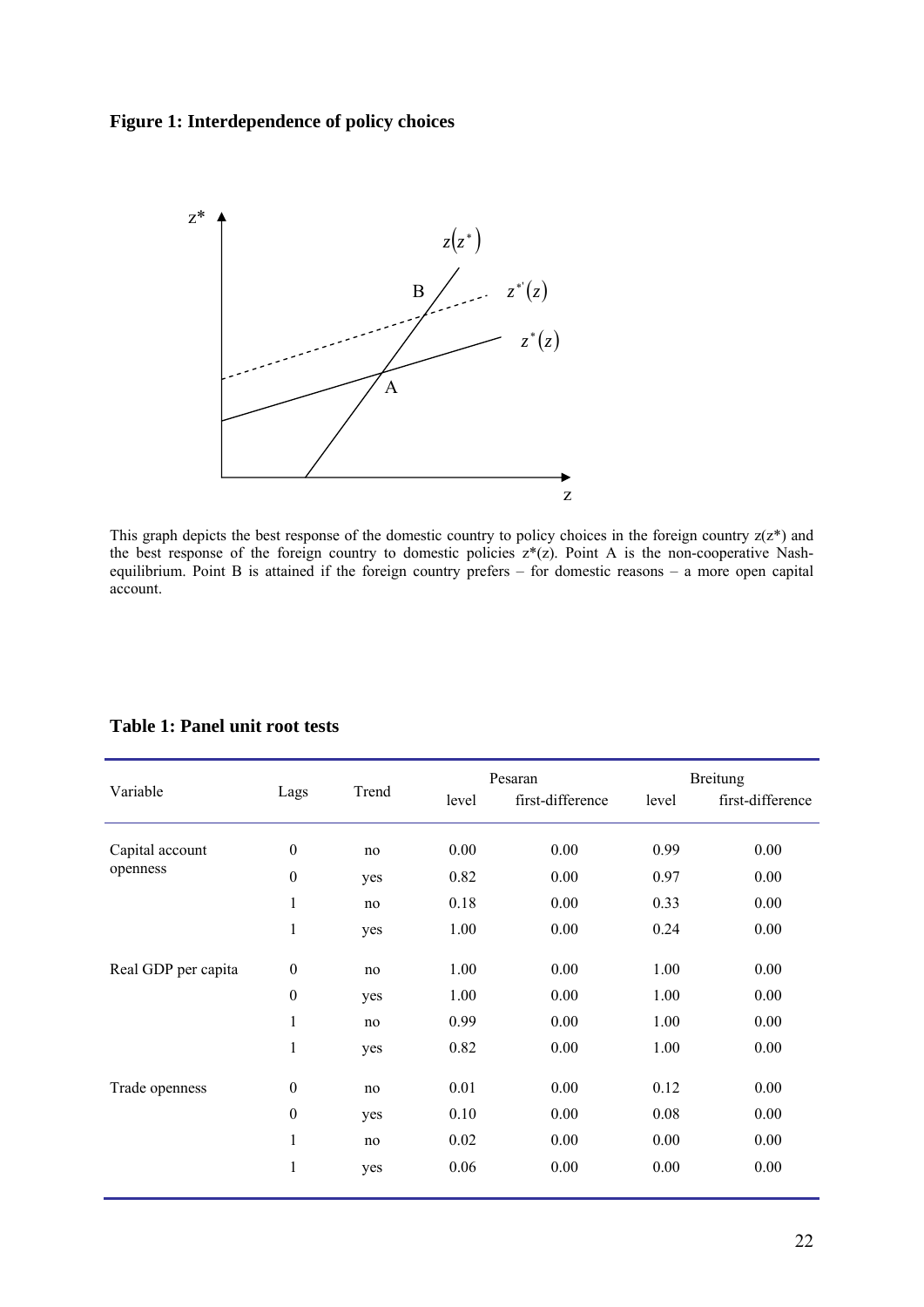**Figure 1: Interdependence of policy choices**

This graph depicts the best response of the domestic country to policy choices in the foreign country z(z*) and the best response of the foreign country to domestic policies z*(z). Point A is the non-cooperative Nash-equilibrium. Point B is attained if the foreign country prefers – for domestic reasons – a more open capital account.

**Table 1: Panel unit root tests**

| Variable | Lags | Trend | Pesaran | | Breitung | |
|---|---|---|---|---|---|---|
| | | | level | first-difference | level | first-difference |
| Capital account openness | 0 | no | 0.00 | 0.00 | 0.99 | 0.00 |
| | 0 | yes | 0.82 | 0.00 | 0.97 | 0.00 |
| | 1 | no | 0.18 | 0.00 | 0.33 | 0.00 |
| | 1 | yes | 1.00 | 0.00 | 0.24 | 0.00 |
| Real GDP per capita | 0 | no | 1.00 | 0.00 | 1.00 | 0.00 |
| | 0 | yes | 1.00 | 0.00 | 1.00 | 0.00 |
| | 1 | no | 0.99 | 0.00 | 1.00 | 0.00 |
| | 1 | yes | 0.82 | 0.00 | 1.00 | 0.00 |
| Trade openness | 0 | no | 0.01 | 0.00 | 0.12 | 0.00 |
| | 0 | yes | 0.10 | 0.00 | 0.08 | 0.00 |
| | 1 | no | 0.02 | 0.00 | 0.00 | 0.00 |
| | 1 | yes | 0.06 | 0.00 | 0.00 | 0.00 |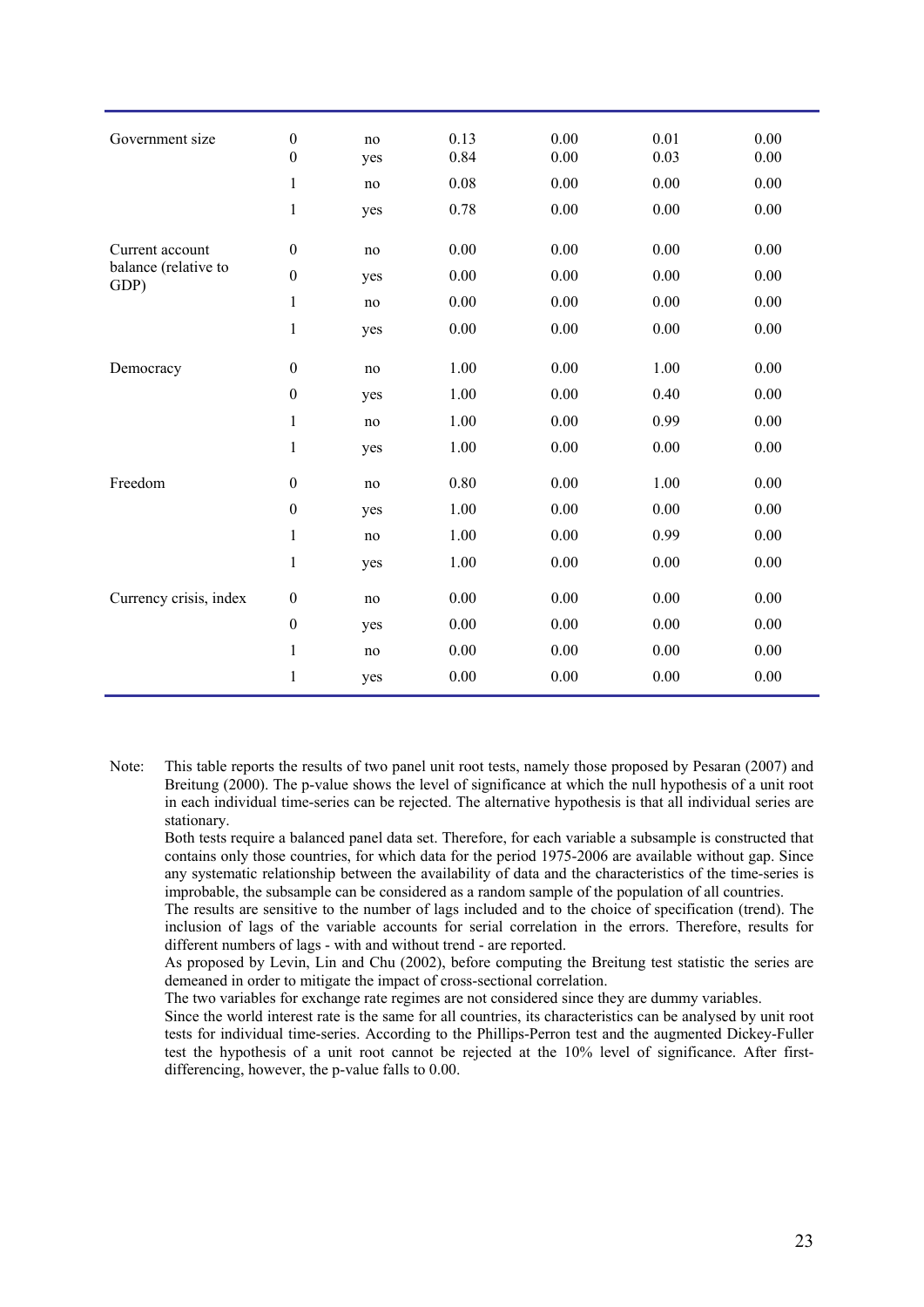| | | | | | | |
|---|---|---|---|---|---|---|
| Government size | 0 | no | 0.13 | 0.00 | 0.01 | 0.00 |
| | 0 | yes | 0.84 | 0.00 | 0.03 | 0.00 |
| | 1 | no | 0.08 | 0.00 | 0.00 | 0.00 |
| | 1 | yes | 0.78 | 0.00 | 0.00 | 0.00 |
| Current account balance (relative to GDP) | 0 | no | 0.00 | 0.00 | 0.00 | 0.00 |
| | 0 | yes | 0.00 | 0.00 | 0.00 | 0.00 |
| | 1 | no | 0.00 | 0.00 | 0.00 | 0.00 |
| | 1 | yes | 0.00 | 0.00 | 0.00 | 0.00 |
| Democracy | 0 | no | 1.00 | 0.00 | 1.00 | 0.00 |
| | 0 | yes | 1.00 | 0.00 | 0.40 | 0.00 |
| | 1 | no | 1.00 | 0.00 | 0.99 | 0.00 |
| | 1 | yes | 1.00 | 0.00 | 0.00 | 0.00 |
| Freedom | 0 | no | 0.80 | 0.00 | 1.00 | 0.00 |
| | 0 | yes | 1.00 | 0.00 | 0.00 | 0.00 |
| | 1 | no | 1.00 | 0.00 | 0.99 | 0.00 |
| | 1 | yes | 1.00 | 0.00 | 0.00 | 0.00 |
| Currency crisis, index | 0 | no | 0.00 | 0.00 | 0.00 | 0.00 |
| | 0 | yes | 0.00 | 0.00 | 0.00 | 0.00 |
| | 1 | no | 0.00 | 0.00 | 0.00 | 0.00 |
| | 1 | yes | 0.00 | 0.00 | 0.00 | 0.00 |

Note: This table reports the results of two panel unit root tests, namely those proposed by Pesaran (2007) and Breitung (2000). The p-value shows the level of significance at which the null hypothesis of a unit root in each individual time-series can be rejected. The alternative hypothesis is that all individual series are stationary.

Both tests require a balanced panel data set. Therefore, for each variable a subsample is constructed that contains only those countries, for which data for the period 1975-2006 are available without gap. Since any systematic relationship between the availability of data and the characteristics of the time-series is improbable, the subsample can be considered as a random sample of the population of all countries.

The results are sensitive to the number of lags included and to the choice of specification (trend). The inclusion of lags of the variable accounts for serial correlation in the errors. Therefore, results for different numbers of lags - with and without trend - are reported.

As proposed by Levin, Lin and Chu (2002), before computing the Breitung test statistic the series are demeaned in order to mitigate the impact of cross-sectional correlation.

The two variables for exchange rate regimes are not considered since they are dummy variables.

Since the world interest rate is the same for all countries, its characteristics can be analysed by unit root tests for individual time-series. According to the Phillips-Perron test and the augmented Dickey-Fuller test the hypothesis of a unit root cannot be rejected at the 10% level of significance. After first-differencing, however, the p-value falls to 0.00.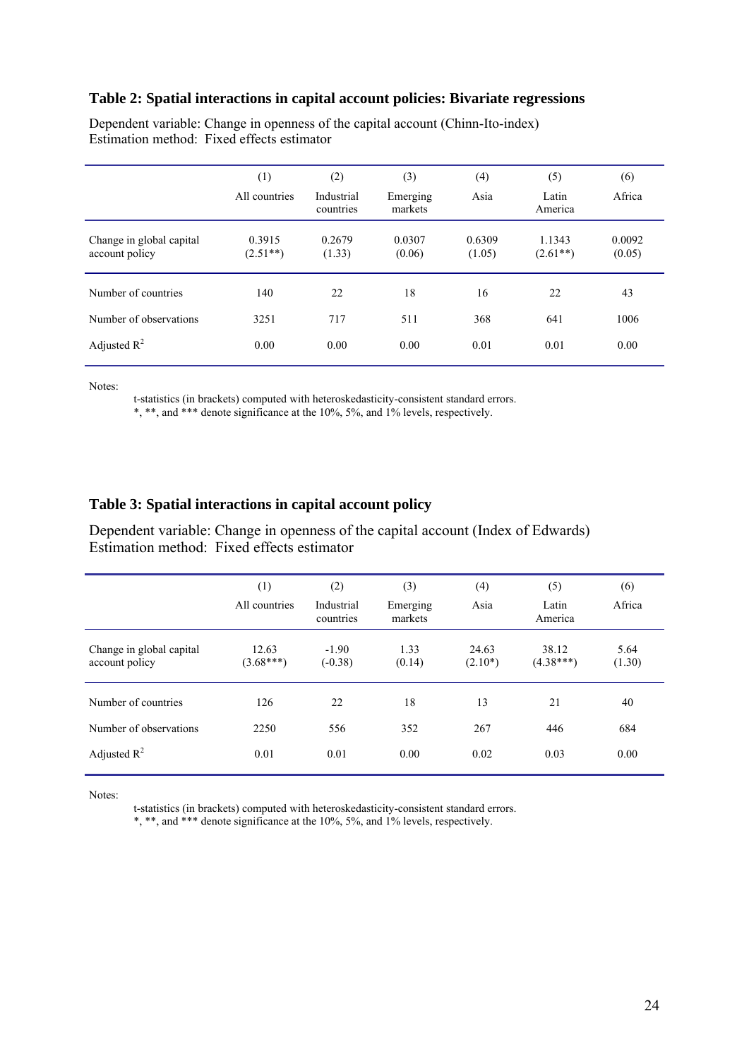**Table 2: Spatial interactions in capital account policies: Bivariate regressions**

Dependent variable: Change in openness of the capital account (Chinn-Ito-index)
Estimation method: Fixed effects estimator

| | (1) All countries | (2) Industrial countries | (3) Emerging markets | (4) Asia | (5) Latin America | (6) Africa |
|---|---|---|---|---|---|---|
| Change in global capital account policy | 0.3915 (2.51**) | 0.2679 (1.33) | 0.0307 (0.06) | 0.6309 (1.05) | 1.1343 (2.61**) | 0.0092 (0.05) |
| Number of countries | 140 | 22 | 18 | 16 | 22 | 43 |
| Number of observations | 3251 | 717 | 511 | 368 | 641 | 1006 |
| Adjusted $R^2$ | 0.00 | 0.00 | 0.00 | 0.01 | 0.01 | 0.00 |

Notes:

t-statistics (in brackets) computed with heteroskedasticity-consistent standard errors.
*, **, and *** denote significance at the 10%, 5%, and 1% levels, respectively.

**Table 3: Spatial interactions in capital account policy**

Dependent variable: Change in openness of the capital account (Index of Edwards)
Estimation method: Fixed effects estimator

| | (1) All countries | (2) Industrial countries | (3) Emerging markets | (4) Asia | (5) Latin America | (6) Africa |
|---|---|---|---|---|---|---|
| Change in global capital account policy | 12.63 (3.68***) | -1.90 (-0.38) | 1.33 (0.14) | 24.63 (2.10*) | 38.12 (4.38***) | 5.64 (1.30) |
| Number of countries | 126 | 22 | 18 | 13 | 21 | 40 |
| Number of observations | 2250 | 556 | 352 | 267 | 446 | 684 |
| Adjusted $R^2$ | 0.01 | 0.01 | 0.00 | 0.02 | 0.03 | 0.00 |

Notes:

t-statistics (in brackets) computed with heteroskedasticity-consistent standard errors.
*, **, and *** denote significance at the 10%, 5%, and 1% levels, respectively.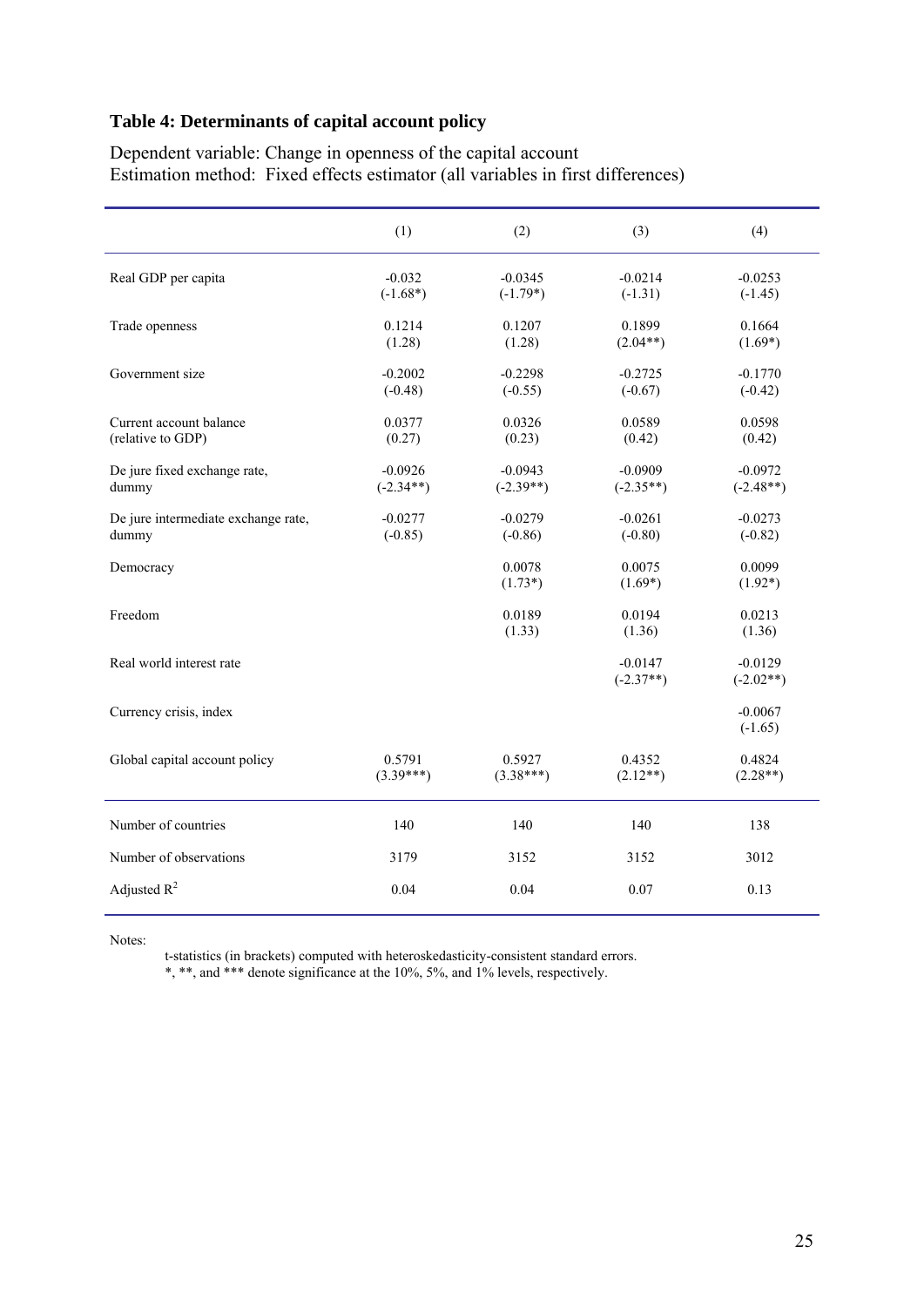## Table 4: Determinants of capital account policy

Dependent variable: Change in openness of the capital account
Estimation method: Fixed effects estimator (all variables in first differences)

| | (1) | (2) | (3) | (4) |
|---|---|---|---|---|
| Real GDP per capita | -0.032<br>(-1.68*) | -0.0345<br>(-1.79*) | -0.0214<br>(-1.31) | -0.0253<br>(-1.45) |
| Trade openness | 0.1214<br>(1.28) | 0.1207<br>(1.28) | 0.1899<br>(2.04**) | 0.1664<br>(1.69*) |
| Government size | -0.2002<br>(-0.48) | -0.2298<br>(-0.55) | -0.2725<br>(-0.67) | -0.1770<br>(-0.42) |
| Current account balance (relative to GDP) | 0.0377<br>(0.27) | 0.0326<br>(0.23) | 0.0589<br>(0.42) | 0.0598<br>(0.42) |
| De jure fixed exchange rate, dummy | -0.0926<br>(-2.34**) | -0.0943<br>(-2.39**) | -0.0909<br>(-2.35**) | -0.0972<br>(-2.48**) |
| De jure intermediate exchange rate, dummy | -0.0277<br>(-0.85) | -0.0279<br>(-0.86) | -0.0261<br>(-0.80) | -0.0273<br>(-0.82) |
| Democracy | | 0.0078<br>(1.73*) | 0.0075<br>(1.69*) | 0.0099<br>(1.92*) |
| Freedom | | 0.0189<br>(1.33) | 0.0194<br>(1.36) | 0.0213<br>(1.36) |
| Real world interest rate | | | -0.0147<br>(-2.37**) | -0.0129<br>(-2.02**) |
| Currency crisis, index | | | | -0.0067<br>(-1.65) |
| Global capital account policy | 0.5791<br>(3.39***) | 0.5927<br>(3.38***) | 0.4352<br>(2.12**) | 0.4824<br>(2.28**) |
| Number of countries | 140 | 140 | 140 | 138 |
| Number of observations | 3179 | 3152 | 3152 | 3012 |
| Adjusted $R^2$ | 0.04 | 0.04 | 0.07 | 0.13 |

Notes:

t-statistics (in brackets) computed with heteroskedasticity-consistent standard errors.
*, **, and *** denote significance at the 10%, 5%, and 1% levels, respectively.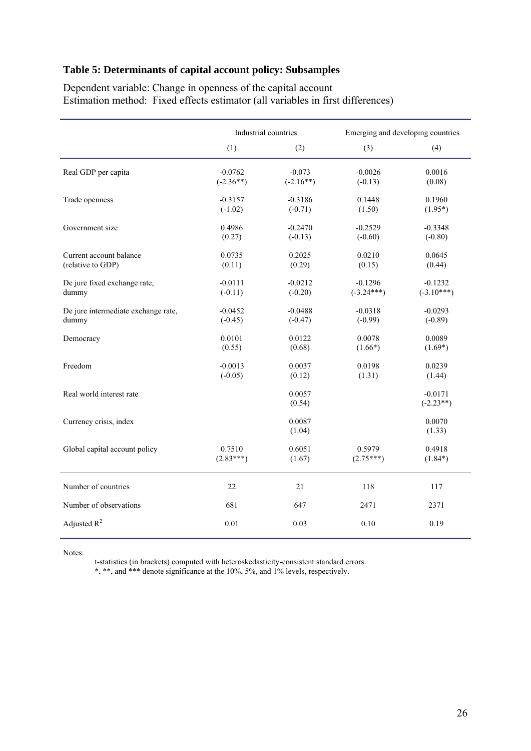## Table 5: Determinants of capital account policy: Subsamples

Dependent variable: Change in openness of the capital account
Estimation method: Fixed effects estimator (all variables in first differences)

| | Industrial countries | | Emerging and developing countries | |
|---|---|---|---|---|
| | (1) | (2) | (3) | (4) |
| Real GDP per capita | -0.0762<br>(-2.36**) | -0.073<br>(-2.16**) | -0.0026<br>(-0.13) | 0.0016<br>(0.08) |
| Trade openness | -0.3157<br>(-1.02) | -0.3186<br>(-0.71) | 0.1448<br>(1.50) | 0.1960<br>(1.95*) |
| Government size | 0.4986<br>(0.27) | -0.2470<br>(-0.13) | -0.2529<br>(-0.60) | -0.3348<br>(-0.80) |
| Current account balance (relative to GDP) | 0.0735<br>(0.11) | 0.2025<br>(0.29) | 0.0210<br>(0.15) | 0.0645<br>(0.44) |
| De jure fixed exchange rate, dummy | -0.0111<br>(-0.11) | -0.0212<br>(-0.20) | -0.1296<br>(-3.24***) | -0.1232<br>(-3.10***) |
| De jure intermediate exchange rate, dummy | -0.0452<br>(-0.45) | -0.0488<br>(-0.47) | -0.0318<br>(-0.99) | -0.0293<br>(-0.89) |
| Democracy | 0.0101<br>(0.55) | 0.0122<br>(0.68) | 0.0078<br>(1.66*) | 0.0089<br>(1.69*) |
| Freedom | -0.0013<br>(-0.05) | 0.0037<br>(0.12) | 0.0198<br>(1.31) | 0.0239<br>(1.44) |
| Real world interest rate | | 0.0057<br>(0.54) | | -0.0171<br>(-2.23**) |
| Currency crisis, index | | 0.0087<br>(1.04) | | 0.0070<br>(1.33) |
| Global capital account policy | 0.7510<br>(2.83***) | 0.6051<br>(1.67) | 0.5979<br>(2.75***) | 0.4918<br>(1.84*) |
| Number of countries | 22 | 21 | 118 | 117 |
| Number of observations | 681 | 647 | 2471 | 2371 |
| Adjusted $R^2$ | 0.01 | 0.03 | 0.10 | 0.19 |

Notes:

t-statistics (in brackets) computed with heteroskedasticity-consistent standard errors.
*, **, and *** denote significance at the 10%, 5%, and 1% levels, respectively.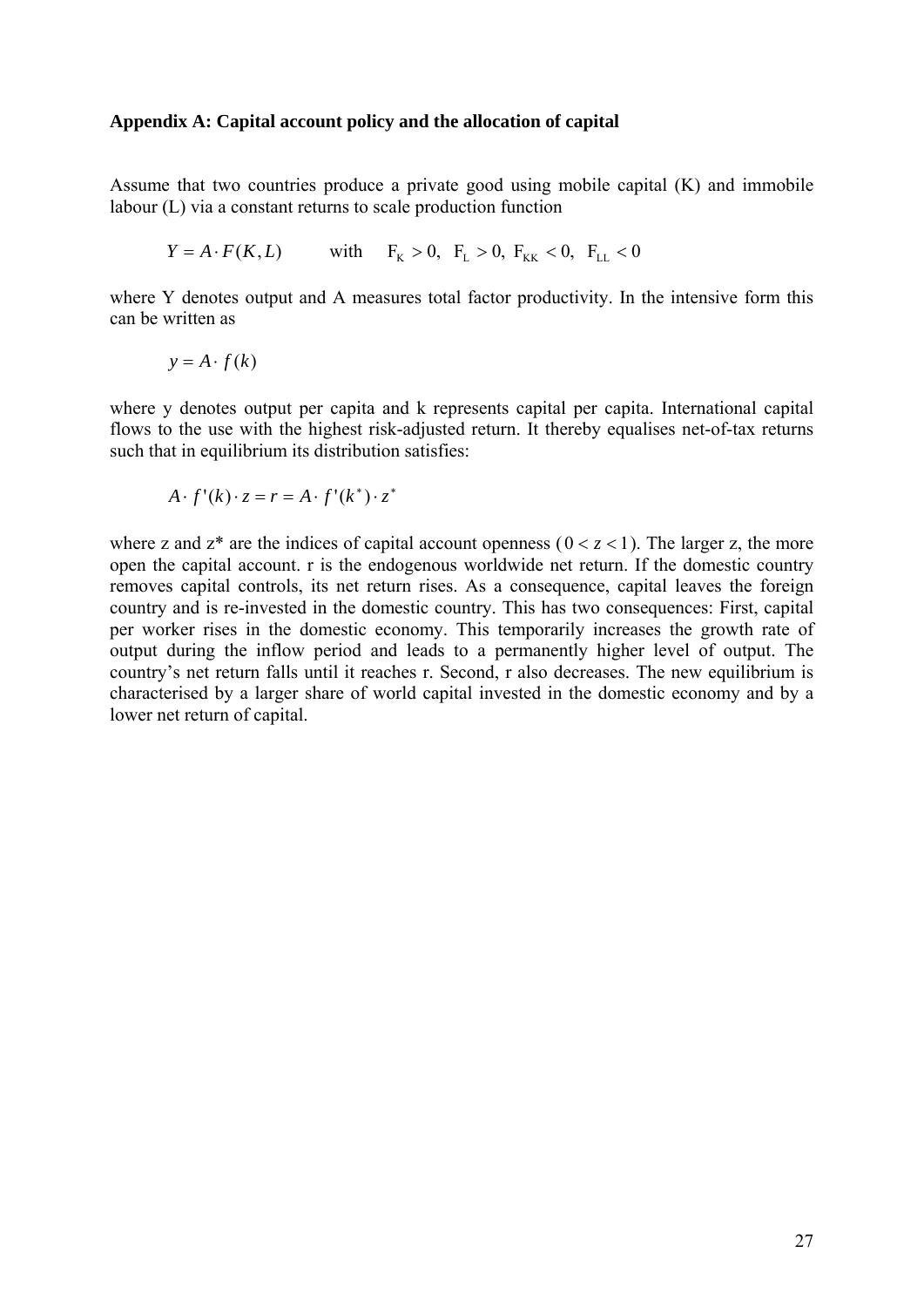**Appendix A: Capital account policy and the allocation of capital**

Assume that two countries produce a private good using mobile capital (K) and immobile labour (L) via a constant returns to scale production function

$$Y = A \cdot F(K, L) \qquad \text{with} \quad F_K > 0,\ F_L > 0,\ F_{KK} < 0,\ F_{LL} < 0$$

where Y denotes output and A measures total factor productivity. In the intensive form this can be written as

$$y = A \cdot f(k)$$

where y denotes output per capita and k represents capital per capita. International capital flows to the use with the highest risk-adjusted return. It thereby equalises net-of-tax returns such that in equilibrium its distribution satisfies:

$$A \cdot f'(k) \cdot z = r = A \cdot f'(k^*) \cdot z^*$$

where z and z* are the indices of capital account openness ($0 < z < 1$). The larger z, the more open the capital account. r is the endogenous worldwide net return. If the domestic country removes capital controls, its net return rises. As a consequence, capital leaves the foreign country and is re-invested in the domestic country. This has two consequences: First, capital per worker rises in the domestic economy. This temporarily increases the growth rate of output during the inflow period and leads to a permanently higher level of output. The country's net return falls until it reaches r. Second, r also decreases. The new equilibrium is characterised by a larger share of world capital invested in the domestic economy and by a lower net return of capital.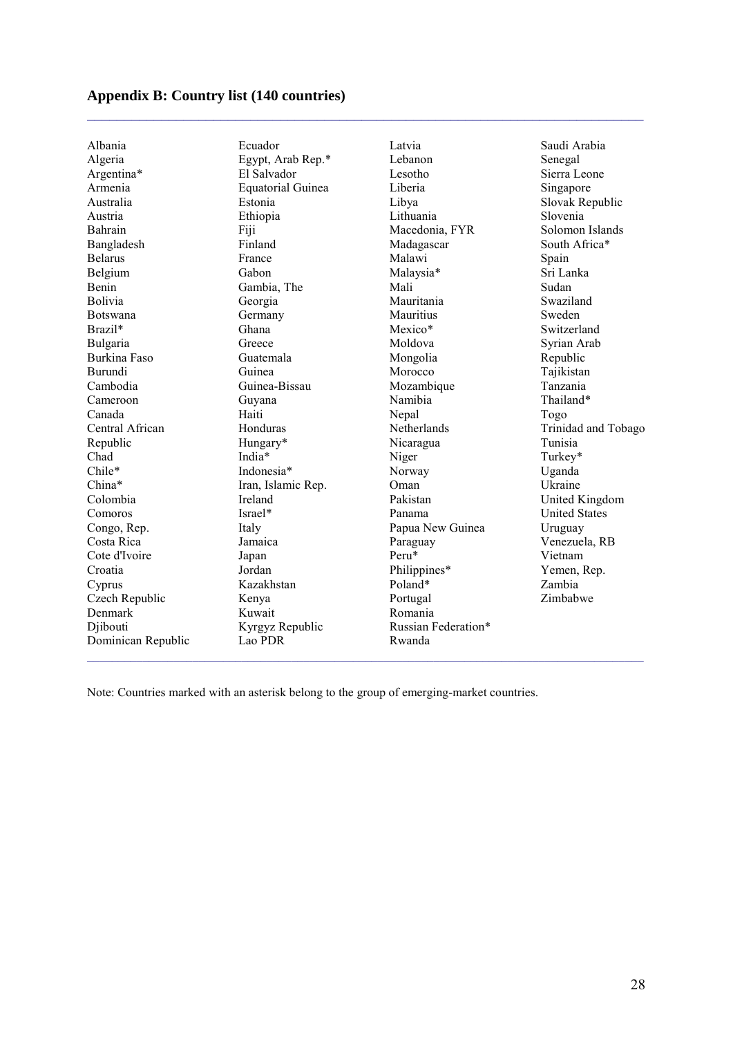## Appendix B: Country list (140 countries)

Albania
Algeria
Argentina*
Armenia
Australia
Austria
Bahrain
Bangladesh
Belarus
Belgium
Benin
Bolivia
Botswana
Brazil*
Bulgaria
Burkina Faso
Burundi
Cambodia
Cameroon
Canada
Central African Republic
Chad
Chile*
China*
Colombia
Comoros
Congo, Rep.
Costa Rica
Cote d'Ivoire
Croatia
Cyprus
Czech Republic
Denmark
Djibouti
Dominican Republic
Ecuador
Egypt, Arab Rep.*
El Salvador
Equatorial Guinea
Estonia
Ethiopia
Fiji
Finland
France
Gabon
Gambia, The
Georgia
Germany
Ghana
Greece
Guatemala
Guinea
Guinea-Bissau
Guyana
Haiti
Honduras
Hungary*
India*
Indonesia*
Iran, Islamic Rep.
Ireland
Israel*
Italy
Jamaica
Japan
Jordan
Kazakhstan
Kenya
Kuwait
Kyrgyz Republic
Lao PDR
Latvia
Lebanon
Lesotho
Liberia
Libya
Lithuania
Macedonia, FYR
Madagascar
Malawi
Malaysia*
Mali
Mauritania
Mauritius
Mexico*
Moldova
Mongolia
Morocco
Mozambique
Namibia
Nepal
Netherlands
Nicaragua
Niger
Norway
Oman
Pakistan
Panama
Papua New Guinea
Paraguay
Peru*
Philippines*
Poland*
Portugal
Romania
Russian Federation*
Rwanda
Saudi Arabia
Senegal
Sierra Leone
Singapore
Slovak Republic
Slovenia
Solomon Islands
South Africa*
Spain
Sri Lanka
Sudan
Swaziland
Sweden
Switzerland
Syrian Arab Republic
Tajikistan
Tanzania
Thailand*
Togo
Trinidad and Tobago
Tunisia
Turkey*
Uganda
Ukraine
United Kingdom
United States
Uruguay
Venezuela, RB
Vietnam
Yemen, Rep.
Zambia
Zimbabwe

Note: Countries marked with an asterisk belong to the group of emerging-market countries.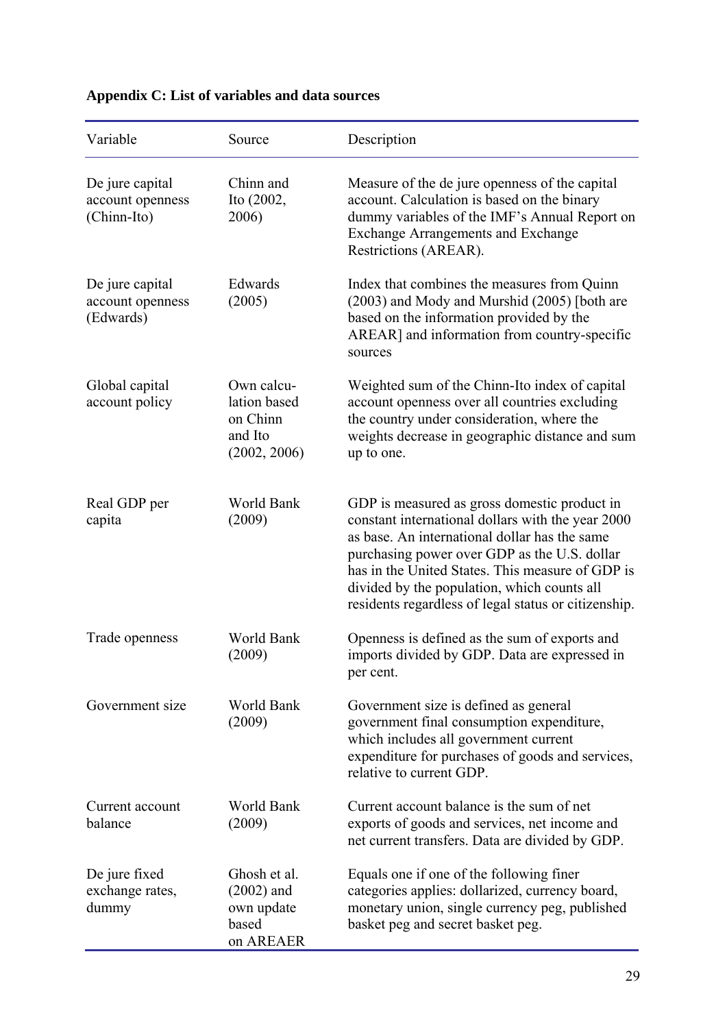**Appendix C: List of variables and data sources**

| Variable | Source | Description |
|---|---|---|
| De jure capital account openness (Chinn-Ito) | Chinn and Ito (2002, 2006) | Measure of the de jure openness of the capital account. Calculation is based on the binary dummy variables of the IMF's Annual Report on Exchange Arrangements and Exchange Restrictions (AREAR). |
| De jure capital account openness (Edwards) | Edwards (2005) | Index that combines the measures from Quinn (2003) and Mody and Murshid (2005) [both are based on the information provided by the AREAR] and information from country-specific sources |
| Global capital account policy | Own calcu-lation based on Chinn and Ito (2002, 2006) | Weighted sum of the Chinn-Ito index of capital account openness over all countries excluding the country under consideration, where the weights decrease in geographic distance and sum up to one. |
| Real GDP per capita | World Bank (2009) | GDP is measured as gross domestic product in constant international dollars with the year 2000 as base. An international dollar has the same purchasing power over GDP as the U.S. dollar has in the United States. This measure of GDP is divided by the population, which counts all residents regardless of legal status or citizenship. |
| Trade openness | World Bank (2009) | Openness is defined as the sum of exports and imports divided by GDP. Data are expressed in per cent. |
| Government size | World Bank (2009) | Government size is defined as general government final consumption expenditure, which includes all government current expenditure for purchases of goods and services, relative to current GDP. |
| Current account balance | World Bank (2009) | Current account balance is the sum of net exports of goods and services, net income and net current transfers. Data are divided by GDP. |
| De jure fixed exchange rates, dummy | Ghosh et al. (2002) and own update based on AREAER | Equals one if one of the following finer categories applies: dollarized, currency board, monetary union, single currency peg, published basket peg and secret basket peg. |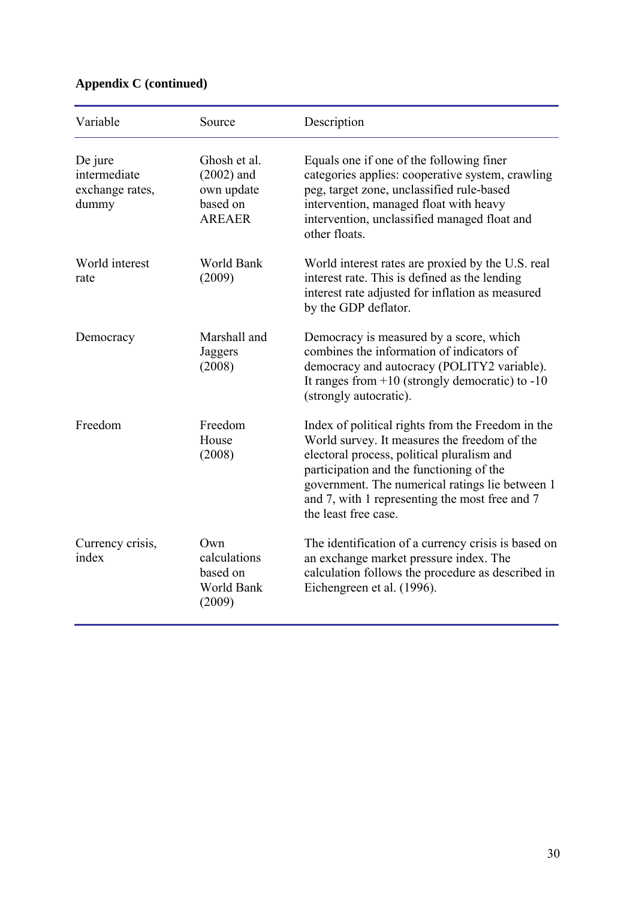**Appendix C (continued)**

| Variable | Source | Description |
|---|---|---|
| De jure intermediate exchange rates, dummy | Ghosh et al. (2002) and own update based on AREAER | Equals one if one of the following finer categories applies: cooperative system, crawling peg, target zone, unclassified rule-based intervention, managed float with heavy intervention, unclassified managed float and other floats. |
| World interest rate | World Bank (2009) | World interest rates are proxied by the U.S. real interest rate. This is defined as the lending interest rate adjusted for inflation as measured by the GDP deflator. |
| Democracy | Marshall and Jaggers (2008) | Democracy is measured by a score, which combines the information of indicators of democracy and autocracy (POLITY2 variable). It ranges from +10 (strongly democratic) to -10 (strongly autocratic). |
| Freedom | Freedom House (2008) | Index of political rights from the Freedom in the World survey. It measures the freedom of the electoral process, political pluralism and participation and the functioning of the government. The numerical ratings lie between 1 and 7, with 1 representing the most free and 7 the least free case. |
| Currency crisis, index | Own calculations based on World Bank (2009) | The identification of a currency crisis is based on an exchange market pressure index. The calculation follows the procedure as described in Eichengreen et al. (1996). |